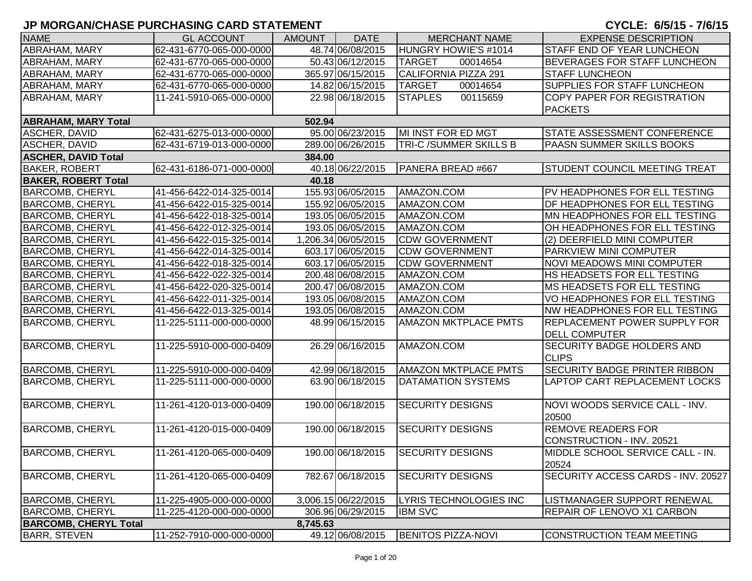# JP MORGAN/CHASE PURCHASING CARD STATEMENT

**CYCLE: 6/5/15 - 7/6/15**

| NAME | GL ACCOUNT | AMOUNT | DATE | MERCHANT NAME | EXPENSE DESCRIPTION |
|---|---|---|---|---|---|
| ABRAHAM, MARY | 62-431-6770-065-000-0000 | 48.74 | 06/08/2015 | HUNGRY HOWIE'S #1014 | STAFF END OF YEAR LUNCHEON |
| ABRAHAM, MARY | 62-431-6770-065-000-0000 | 50.43 | 06/12/2015 | TARGET 00014654 | BEVERAGES FOR STAFF LUNCHEON |
| ABRAHAM, MARY | 62-431-6770-065-000-0000 | 365.97 | 06/15/2015 | CALIFORNIA PIZZA 291 | STAFF LUNCHEON |
| ABRAHAM, MARY | 62-431-6770-065-000-0000 | 14.82 | 06/15/2015 | TARGET 00014654 | SUPPLIES FOR STAFF LUNCHEON |
| ABRAHAM, MARY | 11-241-5910-065-000-0000 | 22.98 | 06/18/2015 | STAPLES 00115659 | COPY PAPER FOR REGISTRATION PACKETS |
| **ABRAHAM, MARY Total** | | **502.94** | | | |
| ASCHER, DAVID | 62-431-6275-013-000-0000 | 95.00 | 06/23/2015 | MI INST FOR ED MGT | STATE ASSESSMENT CONFERENCE |
| ASCHER, DAVID | 62-431-6719-013-000-0000 | 289.00 | 06/26/2015 | TRI-C /SUMMER SKILLS B | PAASN SUMMER SKILLS BOOKS |
| **ASCHER, DAVID Total** | | **384.00** | | | |
| BAKER, ROBERT | 62-431-6186-071-000-0000 | 40.18 | 06/22/2015 | PANERA BREAD #667 | STUDENT COUNCIL MEETING TREAT |
| **BAKER, ROBERT Total** | | **40.18** | | | |
| BARCOMB, CHERYL | 41-456-6422-014-325-0014 | 155.93 | 06/05/2015 | AMAZON.COM | PV HEADPHONES FOR ELL TESTING |
| BARCOMB, CHERYL | 41-456-6422-015-325-0014 | 155.92 | 06/05/2015 | AMAZON.COM | DF HEADPHONES FOR ELL TESTING |
| BARCOMB, CHERYL | 41-456-6422-018-325-0014 | 193.05 | 06/05/2015 | AMAZON.COM | MN HEADPHONES FOR ELL TESTING |
| BARCOMB, CHERYL | 41-456-6422-012-325-0014 | 193.05 | 06/05/2015 | AMAZON.COM | OH HEADPHONES FOR ELL TESTING |
| BARCOMB, CHERYL | 41-456-6422-015-325-0014 | 1,206.34 | 06/05/2015 | CDW GOVERNMENT | (2) DEERFIELD MINI COMPUTER |
| BARCOMB, CHERYL | 41-456-6422-014-325-0014 | 603.17 | 06/05/2015 | CDW GOVERNMENT | PARKVIEW MINI COMPUTER |
| BARCOMB, CHERYL | 41-456-6422-018-325-0014 | 603.17 | 06/05/2015 | CDW GOVERNMENT | NOVI MEADOWS MINI COMPUTER |
| BARCOMB, CHERYL | 41-456-6422-022-325-0014 | 200.48 | 06/08/2015 | AMAZON.COM | HS HEADSETS FOR ELL TESTING |
| BARCOMB, CHERYL | 41-456-6422-020-325-0014 | 200.47 | 06/08/2015 | AMAZON.COM | MS HEADSETS FOR ELL TESTING |
| BARCOMB, CHERYL | 41-456-6422-011-325-0014 | 193.05 | 06/08/2015 | AMAZON.COM | VO HEADPHONES FOR ELL TESTING |
| BARCOMB, CHERYL | 41-456-6422-013-325-0014 | 193.05 | 06/08/2015 | AMAZON.COM | NW HEADPHONES FOR ELL TESTING |
| BARCOMB, CHERYL | 11-225-5111-000-000-0000 | 48.99 | 06/15/2015 | AMAZON MKTPLACE PMTS | REPLACEMENT POWER SUPPLY FOR DELL COMPUTER |
| BARCOMB, CHERYL | 11-225-5910-000-000-0409 | 26.29 | 06/16/2015 | AMAZON.COM | SECURITY BADGE HOLDERS AND CLIPS |
| BARCOMB, CHERYL | 11-225-5910-000-000-0409 | 42.99 | 06/18/2015 | AMAZON MKTPLACE PMTS | SECURITY BADGE PRINTER RIBBON |
| BARCOMB, CHERYL | 11-225-5111-000-000-0000 | 63.90 | 06/18/2015 | DATAMATION SYSTEMS | LAPTOP CART REPLACEMENT LOCKS |
| BARCOMB, CHERYL | 11-261-4120-013-000-0409 | 190.00 | 06/18/2015 | SECURITY DESIGNS | NOVI WOODS SERVICE CALL - INV. 20500 |
| BARCOMB, CHERYL | 11-261-4120-015-000-0409 | 190.00 | 06/18/2015 | SECURITY DESIGNS | REMOVE READERS FOR CONSTRUCTION - INV. 20521 |
| BARCOMB, CHERYL | 11-261-4120-065-000-0409 | 190.00 | 06/18/2015 | SECURITY DESIGNS | MIDDLE SCHOOL SERVICE CALL - IN. 20524 |
| BARCOMB, CHERYL | 11-261-4120-065-000-0409 | 782.67 | 06/18/2015 | SECURITY DESIGNS | SECURITY ACCESS CARDS - INV. 20527 |
| BARCOMB, CHERYL | 11-225-4905-000-000-0000 | 3,006.15 | 06/22/2015 | LYRIS TECHNOLOGIES INC | LISTMANAGER SUPPORT RENEWAL |
| BARCOMB, CHERYL | 11-225-4120-000-000-0000 | 306.96 | 06/29/2015 | IBM SVC | REPAIR OF LENOVO X1 CARBON |
| **BARCOMB, CHERYL Total** | | **8,745.63** | | | |
| BARR, STEVEN | 11-252-7910-000-000-0000 | 49.12 | 06/08/2015 | BENITOS PIZZA-NOVI | CONSTRUCTION TEAM MEETING |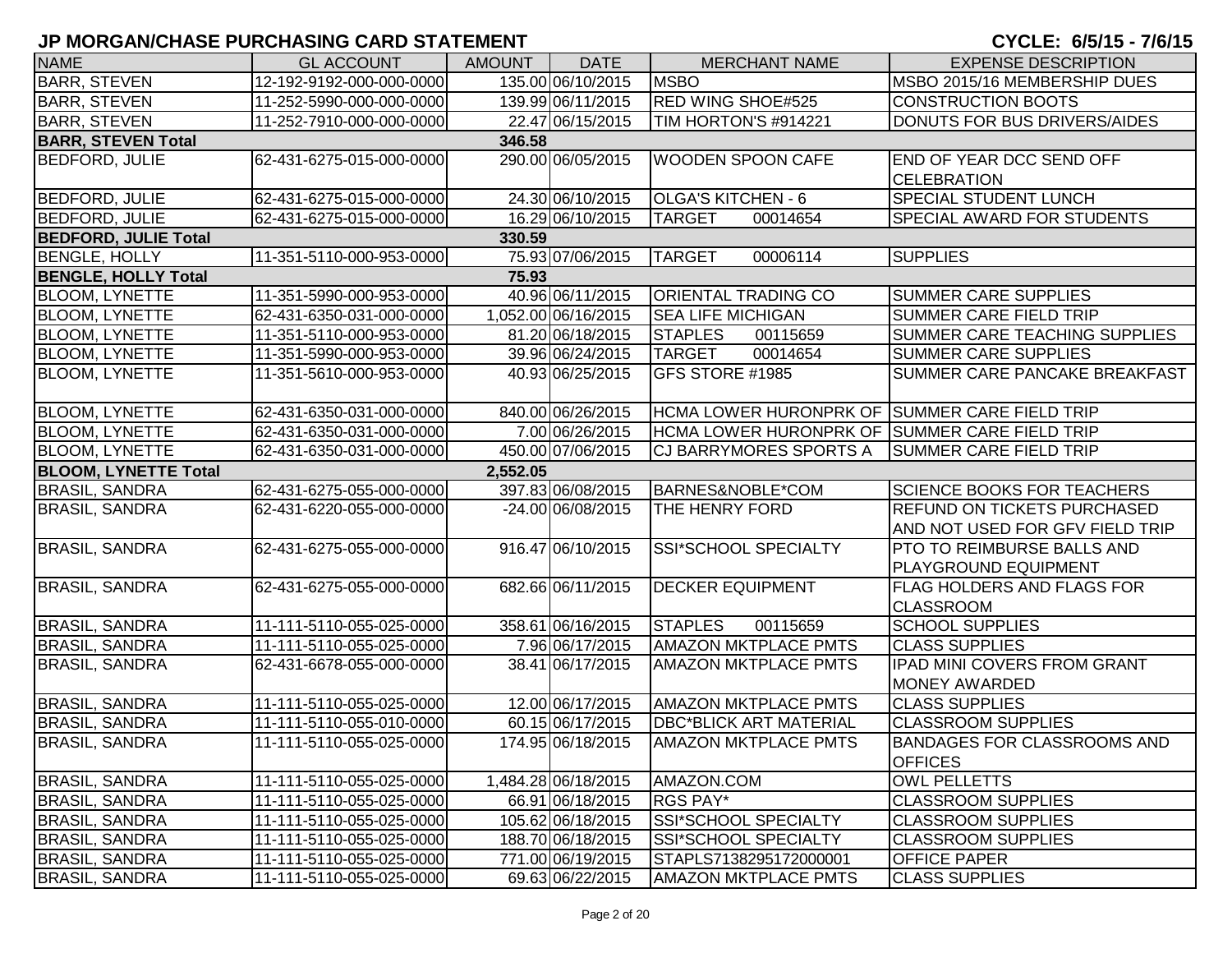## JP MORGAN/CHASE PURCHASING CARD STATEMENT

**CYCLE: 6/5/15 - 7/6/15**

| NAME | GL ACCOUNT | AMOUNT | DATE | MERCHANT NAME | EXPENSE DESCRIPTION |
|---|---|---|---|---|---|
| BARR, STEVEN | 12-192-9192-000-000-0000 | 135.00 | 06/10/2015 | MSBO | MSBO 2015/16 MEMBERSHIP DUES |
| BARR, STEVEN | 11-252-5990-000-000-0000 | 139.99 | 06/11/2015 | RED WING SHOE#525 | CONSTRUCTION BOOTS |
| BARR, STEVEN | 11-252-7910-000-000-0000 | 22.47 | 06/15/2015 | TIM HORTON'S #914221 | DONUTS FOR BUS DRIVERS/AIDES |
| **BARR, STEVEN Total** | | **346.58** | | | |
| BEDFORD, JULIE | 62-431-6275-015-000-0000 | 290.00 | 06/05/2015 | WOODEN SPOON CAFE | END OF YEAR DCC SEND OFF CELEBRATION |
| BEDFORD, JULIE | 62-431-6275-015-000-0000 | 24.30 | 06/10/2015 | OLGA'S KITCHEN - 6 | SPECIAL STUDENT LUNCH |
| BEDFORD, JULIE | 62-431-6275-015-000-0000 | 16.29 | 06/10/2015 | TARGET 00014654 | SPECIAL AWARD FOR STUDENTS |
| **BEDFORD, JULIE Total** | | **330.59** | | | |
| BENGLE, HOLLY | 11-351-5110-000-953-0000 | 75.93 | 07/06/2015 | TARGET 00006114 | SUPPLIES |
| **BENGLE, HOLLY Total** | | **75.93** | | | |
| BLOOM, LYNETTE | 11-351-5990-000-953-0000 | 40.96 | 06/11/2015 | ORIENTAL TRADING CO | SUMMER CARE SUPPLIES |
| BLOOM, LYNETTE | 62-431-6350-031-000-0000 | 1,052.00 | 06/16/2015 | SEA LIFE MICHIGAN | SUMMER CARE FIELD TRIP |
| BLOOM, LYNETTE | 11-351-5110-000-953-0000 | 81.20 | 06/18/2015 | STAPLES 00115659 | SUMMER CARE TEACHING SUPPLIES |
| BLOOM, LYNETTE | 11-351-5990-000-953-0000 | 39.96 | 06/24/2015 | TARGET 00014654 | SUMMER CARE SUPPLIES |
| BLOOM, LYNETTE | 11-351-5610-000-953-0000 | 40.93 | 06/25/2015 | GFS STORE #1985 | SUMMER CARE PANCAKE BREAKFAST |
| BLOOM, LYNETTE | 62-431-6350-031-000-0000 | 840.00 | 06/26/2015 | HCMA LOWER HURONPRK OF | SUMMER CARE FIELD TRIP |
| BLOOM, LYNETTE | 62-431-6350-031-000-0000 | 7.00 | 06/26/2015 | HCMA LOWER HURONPRK OF | SUMMER CARE FIELD TRIP |
| BLOOM, LYNETTE | 62-431-6350-031-000-0000 | 450.00 | 07/06/2015 | CJ BARRYMORES SPORTS A | SUMMER CARE FIELD TRIP |
| **BLOOM, LYNETTE Total** | | **2,552.05** | | | |
| BRASIL, SANDRA | 62-431-6275-055-000-0000 | 397.83 | 06/08/2015 | BARNES&NOBLE*COM | SCIENCE BOOKS FOR TEACHERS |
| BRASIL, SANDRA | 62-431-6220-055-000-0000 | -24.00 | 06/08/2015 | THE HENRY FORD | REFUND ON TICKETS PURCHASED AND NOT USED FOR GFV FIELD TRIP |
| BRASIL, SANDRA | 62-431-6275-055-000-0000 | 916.47 | 06/10/2015 | SSI*SCHOOL SPECIALTY | PTO TO REIMBURSE BALLS AND PLAYGROUND EQUIPMENT |
| BRASIL, SANDRA | 62-431-6275-055-000-0000 | 682.66 | 06/11/2015 | DECKER EQUIPMENT | FLAG HOLDERS AND FLAGS FOR CLASSROOM |
| BRASIL, SANDRA | 11-111-5110-055-025-0000 | 358.61 | 06/16/2015 | STAPLES 00115659 | SCHOOL SUPPLIES |
| BRASIL, SANDRA | 11-111-5110-055-025-0000 | 7.96 | 06/17/2015 | AMAZON MKTPLACE PMTS | CLASS SUPPLIES |
| BRASIL, SANDRA | 62-431-6678-055-000-0000 | 38.41 | 06/17/2015 | AMAZON MKTPLACE PMTS | IPAD MINI COVERS FROM GRANT MONEY AWARDED |
| BRASIL, SANDRA | 11-111-5110-055-025-0000 | 12.00 | 06/17/2015 | AMAZON MKTPLACE PMTS | CLASS SUPPLIES |
| BRASIL, SANDRA | 11-111-5110-055-010-0000 | 60.15 | 06/17/2015 | DBC*BLICK ART MATERIAL | CLASSROOM SUPPLIES |
| BRASIL, SANDRA | 11-111-5110-055-025-0000 | 174.95 | 06/18/2015 | AMAZON MKTPLACE PMTS | BANDAGES FOR CLASSROOMS AND OFFICES |
| BRASIL, SANDRA | 11-111-5110-055-025-0000 | 1,484.28 | 06/18/2015 | AMAZON.COM | OWL PELLETTS |
| BRASIL, SANDRA | 11-111-5110-055-025-0000 | 66.91 | 06/18/2015 | RGS PAY* | CLASSROOM SUPPLIES |
| BRASIL, SANDRA | 11-111-5110-055-025-0000 | 105.62 | 06/18/2015 | SSI*SCHOOL SPECIALTY | CLASSROOM SUPPLIES |
| BRASIL, SANDRA | 11-111-5110-055-025-0000 | 188.70 | 06/18/2015 | SSI*SCHOOL SPECIALTY | CLASSROOM SUPPLIES |
| BRASIL, SANDRA | 11-111-5110-055-025-0000 | 771.00 | 06/19/2015 | STAPLS7138295172000001 | OFFICE PAPER |
| BRASIL, SANDRA | 11-111-5110-055-025-0000 | 69.63 | 06/22/2015 | AMAZON MKTPLACE PMTS | CLASS SUPPLIES |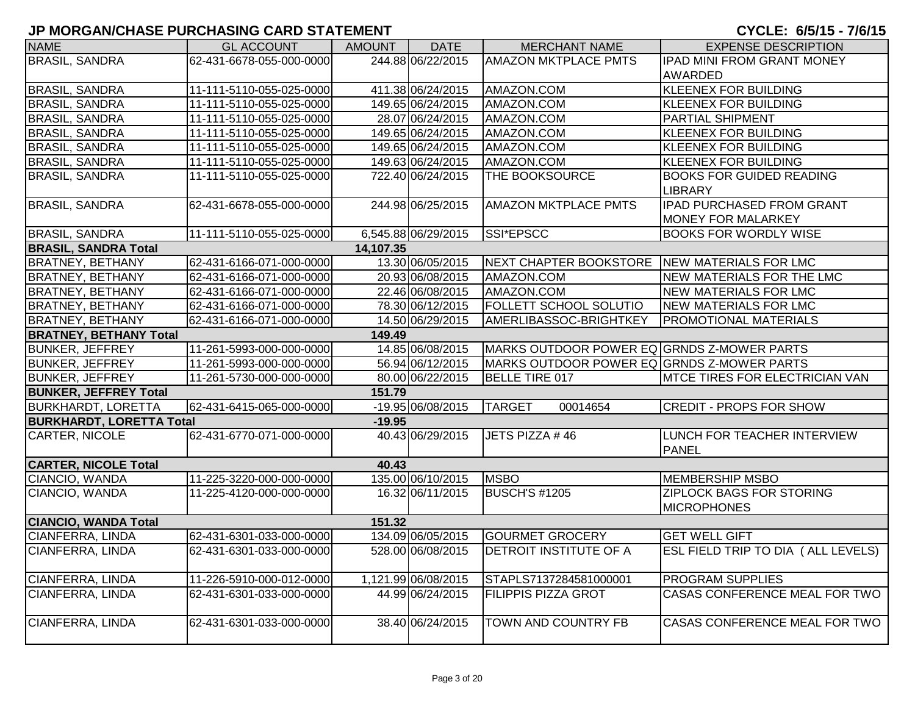## JP MORGAN/CHASE PURCHASING CARD STATEMENT

**CYCLE: 6/5/15 - 7/6/15**

| NAME | GL ACCOUNT | AMOUNT | DATE | MERCHANT NAME | EXPENSE DESCRIPTION |
|---|---|---|---|---|---|
| BRASIL, SANDRA | 62-431-6678-055-000-0000 | 244.88 | 06/22/2015 | AMAZON MKTPLACE PMTS | IPAD MINI FROM GRANT MONEY AWARDED |
| BRASIL, SANDRA | 11-111-5110-055-025-0000 | 411.38 | 06/24/2015 | AMAZON.COM | KLEENEX FOR BUILDING |
| BRASIL, SANDRA | 11-111-5110-055-025-0000 | 149.65 | 06/24/2015 | AMAZON.COM | KLEENEX FOR BUILDING |
| BRASIL, SANDRA | 11-111-5110-055-025-0000 | 28.07 | 06/24/2015 | AMAZON.COM | PARTIAL SHIPMENT |
| BRASIL, SANDRA | 11-111-5110-055-025-0000 | 149.65 | 06/24/2015 | AMAZON.COM | KLEENEX FOR BUILDING |
| BRASIL, SANDRA | 11-111-5110-055-025-0000 | 149.65 | 06/24/2015 | AMAZON.COM | KLEENEX FOR BUILDING |
| BRASIL, SANDRA | 11-111-5110-055-025-0000 | 149.63 | 06/24/2015 | AMAZON.COM | KLEENEX FOR BUILDING |
| BRASIL, SANDRA | 11-111-5110-055-025-0000 | 722.40 | 06/24/2015 | THE BOOKSOURCE | BOOKS FOR GUIDED READING LIBRARY |
| BRASIL, SANDRA | 62-431-6678-055-000-0000 | 244.98 | 06/25/2015 | AMAZON MKTPLACE PMTS | IPAD PURCHASED FROM GRANT MONEY FOR MALARKEY |
| BRASIL, SANDRA | 11-111-5110-055-025-0000 | 6,545.88 | 06/29/2015 | SSI*EPSCC | BOOKS FOR WORDLY WISE |
| **BRASIL, SANDRA Total** | | **14,107.35** | | | |
| BRATNEY, BETHANY | 62-431-6166-071-000-0000 | 13.30 | 06/05/2015 | NEXT CHAPTER BOOKSTORE | NEW MATERIALS FOR LMC |
| BRATNEY, BETHANY | 62-431-6166-071-000-0000 | 20.93 | 06/08/2015 | AMAZON.COM | NEW MATERIALS FOR THE LMC |
| BRATNEY, BETHANY | 62-431-6166-071-000-0000 | 22.46 | 06/08/2015 | AMAZON.COM | NEW MATERIALS FOR LMC |
| BRATNEY, BETHANY | 62-431-6166-071-000-0000 | 78.30 | 06/12/2015 | FOLLETT SCHOOL SOLUTIO | NEW MATERIALS FOR LMC |
| BRATNEY, BETHANY | 62-431-6166-071-000-0000 | 14.50 | 06/29/2015 | AMERLIBASSOC-BRIGHTKEY | PROMOTIONAL MATERIALS |
| **BRATNEY, BETHANY Total** | | **149.49** | | | |
| BUNKER, JEFFREY | 11-261-5993-000-000-0000 | 14.85 | 06/08/2015 | MARKS OUTDOOR POWER EQ | GRNDS Z-MOWER PARTS |
| BUNKER, JEFFREY | 11-261-5993-000-000-0000 | 56.94 | 06/12/2015 | MARKS OUTDOOR POWER EQ | GRNDS Z-MOWER PARTS |
| BUNKER, JEFFREY | 11-261-5730-000-000-0000 | 80.00 | 06/22/2015 | BELLE TIRE 017 | MTCE TIRES FOR ELECTRICIAN VAN |
| **BUNKER, JEFFREY Total** | | **151.79** | | | |
| BURKHARDT, LORETTA | 62-431-6415-065-000-0000 | -19.95 | 06/08/2015 | TARGET 00014654 | CREDIT - PROPS FOR SHOW |
| **BURKHARDT, LORETTA Total** | | **-19.95** | | | |
| CARTER, NICOLE | 62-431-6770-071-000-0000 | 40.43 | 06/29/2015 | JETS PIZZA # 46 | LUNCH FOR TEACHER INTERVIEW PANEL |
| **CARTER, NICOLE Total** | | **40.43** | | | |
| CIANCIO, WANDA | 11-225-3220-000-000-0000 | 135.00 | 06/10/2015 | MSBO | MEMBERSHIP MSBO |
| CIANCIO, WANDA | 11-225-4120-000-000-0000 | 16.32 | 06/11/2015 | BUSCH'S #1205 | ZIPLOCK BAGS FOR STORING MICROPHONES |
| **CIANCIO, WANDA Total** | | **151.32** | | | |
| CIANFERRA, LINDA | 62-431-6301-033-000-0000 | 134.09 | 06/05/2015 | GOURMET GROCERY | GET WELL GIFT |
| CIANFERRA, LINDA | 62-431-6301-033-000-0000 | 528.00 | 06/08/2015 | DETROIT INSTITUTE OF A | ESL FIELD TRIP TO DIA ( ALL LEVELS) |
| CIANFERRA, LINDA | 11-226-5910-000-012-0000 | 1,121.99 | 06/08/2015 | STAPLS7137284581000001 | PROGRAM SUPPLIES |
| CIANFERRA, LINDA | 62-431-6301-033-000-0000 | 44.99 | 06/24/2015 | FILIPPIS PIZZA GROT | CASAS CONFERENCE MEAL FOR TWO |
| CIANFERRA, LINDA | 62-431-6301-033-000-0000 | 38.40 | 06/24/2015 | TOWN AND COUNTRY FB | CASAS CONFERENCE MEAL FOR TWO |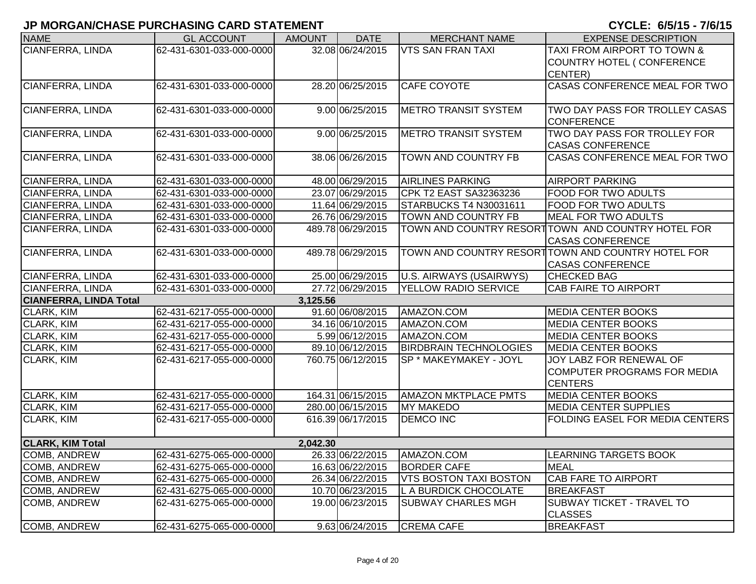## JP MORGAN/CHASE PURCHASING CARD STATEMENT

**CYCLE: 6/5/15 - 7/6/15**

| NAME | GL ACCOUNT | AMOUNT | DATE | MERCHANT NAME | EXPENSE DESCRIPTION |
|---|---|---|---|---|---|
| CIANFERRA, LINDA | 62-431-6301-033-000-0000 | 32.08 | 06/24/2015 | VTS SAN FRAN TAXI | TAXI FROM AIRPORT TO TOWN & COUNTRY HOTEL ( CONFERENCE CENTER) |
| CIANFERRA, LINDA | 62-431-6301-033-000-0000 | 28.20 | 06/25/2015 | CAFE COYOTE | CASAS CONFERENCE MEAL FOR TWO |
| CIANFERRA, LINDA | 62-431-6301-033-000-0000 | 9.00 | 06/25/2015 | METRO TRANSIT SYSTEM | TWO DAY PASS FOR TROLLEY CASAS CONFERENCE |
| CIANFERRA, LINDA | 62-431-6301-033-000-0000 | 9.00 | 06/25/2015 | METRO TRANSIT SYSTEM | TWO DAY PASS FOR TROLLEY FOR CASAS CONFERENCE |
| CIANFERRA, LINDA | 62-431-6301-033-000-0000 | 38.06 | 06/26/2015 | TOWN AND COUNTRY FB | CASAS CONFERENCE MEAL FOR TWO |
| CIANFERRA, LINDA | 62-431-6301-033-000-0000 | 48.00 | 06/29/2015 | AIRLINES PARKING | AIRPORT PARKING |
| CIANFERRA, LINDA | 62-431-6301-033-000-0000 | 23.07 | 06/29/2015 | CPK T2 EAST SA32363236 | FOOD FOR TWO ADULTS |
| CIANFERRA, LINDA | 62-431-6301-033-000-0000 | 11.64 | 06/29/2015 | STARBUCKS T4 N30031611 | FOOD FOR TWO ADULTS |
| CIANFERRA, LINDA | 62-431-6301-033-000-0000 | 26.76 | 06/29/2015 | TOWN AND COUNTRY FB | MEAL FOR TWO ADULTS |
| CIANFERRA, LINDA | 62-431-6301-033-000-0000 | 489.78 | 06/29/2015 | TOWN AND COUNTRY RESORT | TOWN AND COUNTRY HOTEL FOR CASAS CONFERENCE |
| CIANFERRA, LINDA | 62-431-6301-033-000-0000 | 489.78 | 06/29/2015 | TOWN AND COUNTRY RESORT | TOWN AND COUNTRY HOTEL FOR CASAS CONFERENCE |
| CIANFERRA, LINDA | 62-431-6301-033-000-0000 | 25.00 | 06/29/2015 | U.S. AIRWAYS (USAIRWYS) | CHECKED BAG |
| CIANFERRA, LINDA | 62-431-6301-033-000-0000 | 27.72 | 06/29/2015 | YELLOW RADIO SERVICE | CAB FAIRE TO AIRPORT |
| **CIANFERRA, LINDA Total** | | **3,125.56** | | | |
| CLARK, KIM | 62-431-6217-055-000-0000 | 91.60 | 06/08/2015 | AMAZON.COM | MEDIA CENTER BOOKS |
| CLARK, KIM | 62-431-6217-055-000-0000 | 34.16 | 06/10/2015 | AMAZON.COM | MEDIA CENTER BOOKS |
| CLARK, KIM | 62-431-6217-055-000-0000 | 5.99 | 06/12/2015 | AMAZON.COM | MEDIA CENTER BOOKS |
| CLARK, KIM | 62-431-6217-055-000-0000 | 89.10 | 06/12/2015 | BIRDBRAIN TECHNOLOGIES | MEDIA CENTER BOOKS |
| CLARK, KIM | 62-431-6217-055-000-0000 | 760.75 | 06/12/2015 | SP * MAKEYMAKEY - JOYL | JOY LABZ FOR RENEWAL OF COMPUTER PROGRAMS FOR MEDIA CENTERS |
| CLARK, KIM | 62-431-6217-055-000-0000 | 164.31 | 06/15/2015 | AMAZON MKTPLACE PMTS | MEDIA CENTER BOOKS |
| CLARK, KIM | 62-431-6217-055-000-0000 | 280.00 | 06/15/2015 | MY MAKEDO | MEDIA CENTER SUPPLIES |
| CLARK, KIM | 62-431-6217-055-000-0000 | 616.39 | 06/17/2015 | DEMCO INC | FOLDING EASEL FOR MEDIA CENTERS |
| **CLARK, KIM Total** | | **2,042.30** | | | |
| COMB, ANDREW | 62-431-6275-065-000-0000 | 26.33 | 06/22/2015 | AMAZON.COM | LEARNING TARGETS BOOK |
| COMB, ANDREW | 62-431-6275-065-000-0000 | 16.63 | 06/22/2015 | BORDER CAFE | MEAL |
| COMB, ANDREW | 62-431-6275-065-000-0000 | 26.34 | 06/22/2015 | VTS BOSTON TAXI BOSTON | CAB FARE TO AIRPORT |
| COMB, ANDREW | 62-431-6275-065-000-0000 | 10.70 | 06/23/2015 | L A BURDICK CHOCOLATE | BREAKFAST |
| COMB, ANDREW | 62-431-6275-065-000-0000 | 19.00 | 06/23/2015 | SUBWAY CHARLES MGH | SUBWAY TICKET - TRAVEL TO CLASSES |
| COMB, ANDREW | 62-431-6275-065-000-0000 | 9.63 | 06/24/2015 | CREMA CAFE | BREAKFAST |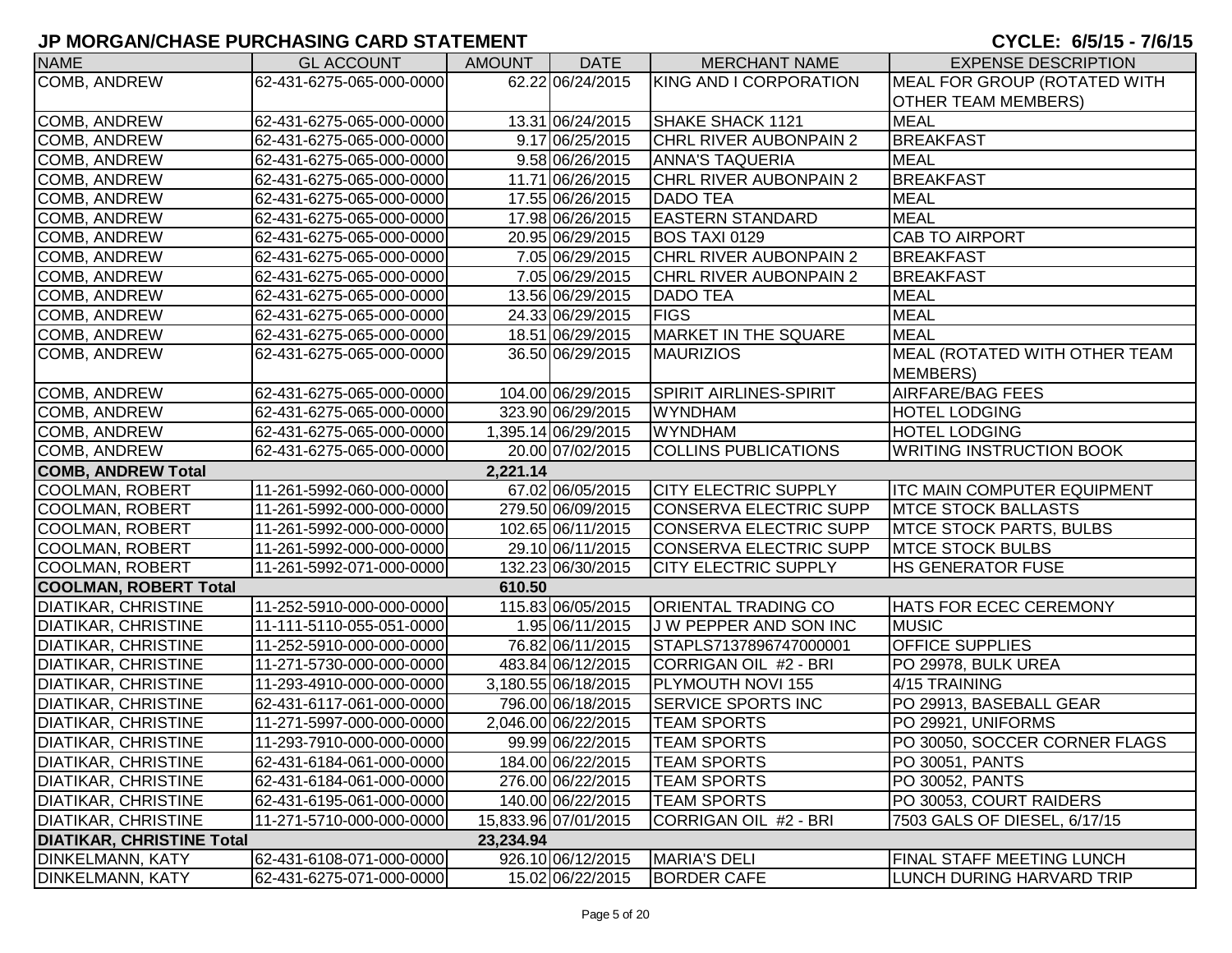**JP MORGAN/CHASE PURCHASING CARD STATEMENT** **CYCLE: 6/5/15 - 7/6/15**

| NAME | GL ACCOUNT | AMOUNT | DATE | MERCHANT NAME | EXPENSE DESCRIPTION |
|---|---|---|---|---|---|
| COMB, ANDREW | 62-431-6275-065-000-0000 | 62.22 | 06/24/2015 | KING AND I CORPORATION | MEAL FOR GROUP (ROTATED WITH OTHER TEAM MEMBERS) |
| COMB, ANDREW | 62-431-6275-065-000-0000 | 13.31 | 06/24/2015 | SHAKE SHACK 1121 | MEAL |
| COMB, ANDREW | 62-431-6275-065-000-0000 | 9.17 | 06/25/2015 | CHRL RIVER AUBONPAIN 2 | BREAKFAST |
| COMB, ANDREW | 62-431-6275-065-000-0000 | 9.58 | 06/26/2015 | ANNA'S TAQUERIA | MEAL |
| COMB, ANDREW | 62-431-6275-065-000-0000 | 11.71 | 06/26/2015 | CHRL RIVER AUBONPAIN 2 | BREAKFAST |
| COMB, ANDREW | 62-431-6275-065-000-0000 | 17.55 | 06/26/2015 | DADO TEA | MEAL |
| COMB, ANDREW | 62-431-6275-065-000-0000 | 17.98 | 06/26/2015 | EASTERN STANDARD | MEAL |
| COMB, ANDREW | 62-431-6275-065-000-0000 | 20.95 | 06/29/2015 | BOS TAXI 0129 | CAB TO AIRPORT |
| COMB, ANDREW | 62-431-6275-065-000-0000 | 7.05 | 06/29/2015 | CHRL RIVER AUBONPAIN 2 | BREAKFAST |
| COMB, ANDREW | 62-431-6275-065-000-0000 | 7.05 | 06/29/2015 | CHRL RIVER AUBONPAIN 2 | BREAKFAST |
| COMB, ANDREW | 62-431-6275-065-000-0000 | 13.56 | 06/29/2015 | DADO TEA | MEAL |
| COMB, ANDREW | 62-431-6275-065-000-0000 | 24.33 | 06/29/2015 | FIGS | MEAL |
| COMB, ANDREW | 62-431-6275-065-000-0000 | 18.51 | 06/29/2015 | MARKET IN THE SQUARE | MEAL |
| COMB, ANDREW | 62-431-6275-065-000-0000 | 36.50 | 06/29/2015 | MAURIZIOS | MEAL (ROTATED WITH OTHER TEAM MEMBERS) |
| COMB, ANDREW | 62-431-6275-065-000-0000 | 104.00 | 06/29/2015 | SPIRIT AIRLINES-SPIRIT | AIRFARE/BAG FEES |
| COMB, ANDREW | 62-431-6275-065-000-0000 | 323.90 | 06/29/2015 | WYNDHAM | HOTEL LODGING |
| COMB, ANDREW | 62-431-6275-065-000-0000 | 1,395.14 | 06/29/2015 | WYNDHAM | HOTEL LODGING |
| COMB, ANDREW | 62-431-6275-065-000-0000 | 20.00 | 07/02/2015 | COLLINS PUBLICATIONS | WRITING INSTRUCTION BOOK |
| **COMB, ANDREW Total** | | **2,221.14** | | | |
| COOLMAN, ROBERT | 11-261-5992-060-000-0000 | 67.02 | 06/05/2015 | CITY ELECTRIC SUPPLY | ITC MAIN COMPUTER EQUIPMENT |
| COOLMAN, ROBERT | 11-261-5992-000-000-0000 | 279.50 | 06/09/2015 | CONSERVA ELECTRIC SUPP | MTCE STOCK BALLASTS |
| COOLMAN, ROBERT | 11-261-5992-000-000-0000 | 102.65 | 06/11/2015 | CONSERVA ELECTRIC SUPP | MTCE STOCK PARTS, BULBS |
| COOLMAN, ROBERT | 11-261-5992-000-000-0000 | 29.10 | 06/11/2015 | CONSERVA ELECTRIC SUPP | MTCE STOCK BULBS |
| COOLMAN, ROBERT | 11-261-5992-071-000-0000 | 132.23 | 06/30/2015 | CITY ELECTRIC SUPPLY | HS GENERATOR FUSE |
| **COOLMAN, ROBERT Total** | | **610.50** | | | |
| DIATIKAR, CHRISTINE | 11-252-5910-000-000-0000 | 115.83 | 06/05/2015 | ORIENTAL TRADING CO | HATS FOR ECEC CEREMONY |
| DIATIKAR, CHRISTINE | 11-111-5110-055-051-0000 | 1.95 | 06/11/2015 | J W PEPPER AND SON INC | MUSIC |
| DIATIKAR, CHRISTINE | 11-252-5910-000-000-0000 | 76.82 | 06/11/2015 | STAPLS7137896747000001 | OFFICE SUPPLIES |
| DIATIKAR, CHRISTINE | 11-271-5730-000-000-0000 | 483.84 | 06/12/2015 | CORRIGAN OIL #2 - BRI | PO 29978, BULK UREA |
| DIATIKAR, CHRISTINE | 11-293-4910-000-000-0000 | 3,180.55 | 06/18/2015 | PLYMOUTH NOVI 155 | 4/15 TRAINING |
| DIATIKAR, CHRISTINE | 62-431-6117-061-000-0000 | 796.00 | 06/18/2015 | SERVICE SPORTS INC | PO 29913, BASEBALL GEAR |
| DIATIKAR, CHRISTINE | 11-271-5997-000-000-0000 | 2,046.00 | 06/22/2015 | TEAM SPORTS | PO 29921, UNIFORMS |
| DIATIKAR, CHRISTINE | 11-293-7910-000-000-0000 | 99.99 | 06/22/2015 | TEAM SPORTS | PO 30050, SOCCER CORNER FLAGS |
| DIATIKAR, CHRISTINE | 62-431-6184-061-000-0000 | 184.00 | 06/22/2015 | TEAM SPORTS | PO 30051, PANTS |
| DIATIKAR, CHRISTINE | 62-431-6184-061-000-0000 | 276.00 | 06/22/2015 | TEAM SPORTS | PO 30052, PANTS |
| DIATIKAR, CHRISTINE | 62-431-6195-061-000-0000 | 140.00 | 06/22/2015 | TEAM SPORTS | PO 30053, COURT RAIDERS |
| DIATIKAR, CHRISTINE | 11-271-5710-000-000-0000 | 15,833.96 | 07/01/2015 | CORRIGAN OIL #2 - BRI | 7503 GALS OF DIESEL, 6/17/15 |
| **DIATIKAR, CHRISTINE Total** | | **23,234.94** | | | |
| DINKELMANN, KATY | 62-431-6108-071-000-0000 | 926.10 | 06/12/2015 | MARIA'S DELI | FINAL STAFF MEETING LUNCH |
| DINKELMANN, KATY | 62-431-6275-071-000-0000 | 15.02 | 06/22/2015 | BORDER CAFE | LUNCH DURING HARVARD TRIP |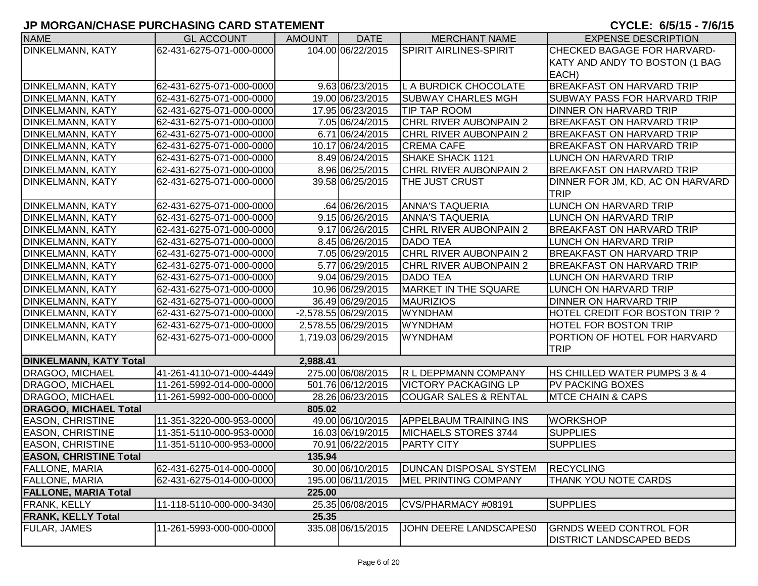## JP MORGAN/CHASE PURCHASING CARD STATEMENT

**CYCLE: 6/5/15 - 7/6/15**

| NAME | GL ACCOUNT | AMOUNT | DATE | MERCHANT NAME | EXPENSE DESCRIPTION |
|---|---|---|---|---|---|
| DINKELMANN, KATY | 62-431-6275-071-000-0000 | 104.00 | 06/22/2015 | SPIRIT AIRLINES-SPIRIT | CHECKED BAGAGE FOR HARVARD-KATY AND ANDY TO BOSTON (1 BAG EACH) |
| DINKELMANN, KATY | 62-431-6275-071-000-0000 | 9.63 | 06/23/2015 | L A BURDICK CHOCOLATE | BREAKFAST ON HARVARD TRIP |
| DINKELMANN, KATY | 62-431-6275-071-000-0000 | 19.00 | 06/23/2015 | SUBWAY CHARLES MGH | SUBWAY PASS FOR HARVARD TRIP |
| DINKELMANN, KATY | 62-431-6275-071-000-0000 | 17.95 | 06/23/2015 | TIP TAP ROOM | DINNER ON HARVARD TRIP |
| DINKELMANN, KATY | 62-431-6275-071-000-0000 | 7.05 | 06/24/2015 | CHRL RIVER AUBONPAIN 2 | BREAKFAST ON HARVARD TRIP |
| DINKELMANN, KATY | 62-431-6275-071-000-0000 | 6.71 | 06/24/2015 | CHRL RIVER AUBONPAIN 2 | BREAKFAST ON HARVARD TRIP |
| DINKELMANN, KATY | 62-431-6275-071-000-0000 | 10.17 | 06/24/2015 | CREMA CAFE | BREAKFAST ON HARVARD TRIP |
| DINKELMANN, KATY | 62-431-6275-071-000-0000 | 8.49 | 06/24/2015 | SHAKE SHACK 1121 | LUNCH ON HARVARD TRIP |
| DINKELMANN, KATY | 62-431-6275-071-000-0000 | 8.96 | 06/25/2015 | CHRL RIVER AUBONPAIN 2 | BREAKFAST ON HARVARD TRIP |
| DINKELMANN, KATY | 62-431-6275-071-000-0000 | 39.58 | 06/25/2015 | THE JUST CRUST | DINNER FOR JM, KD, AC ON HARVARD TRIP |
| DINKELMANN, KATY | 62-431-6275-071-000-0000 | .64 | 06/26/2015 | ANNA'S TAQUERIA | LUNCH ON HARVARD TRIP |
| DINKELMANN, KATY | 62-431-6275-071-000-0000 | 9.15 | 06/26/2015 | ANNA'S TAQUERIA | LUNCH ON HARVARD TRIP |
| DINKELMANN, KATY | 62-431-6275-071-000-0000 | 9.17 | 06/26/2015 | CHRL RIVER AUBONPAIN 2 | BREAKFAST ON HARVARD TRIP |
| DINKELMANN, KATY | 62-431-6275-071-000-0000 | 8.45 | 06/26/2015 | DADO TEA | LUNCH ON HARVARD TRIP |
| DINKELMANN, KATY | 62-431-6275-071-000-0000 | 7.05 | 06/29/2015 | CHRL RIVER AUBONPAIN 2 | BREAKFAST ON HARVARD TRIP |
| DINKELMANN, KATY | 62-431-6275-071-000-0000 | 5.77 | 06/29/2015 | CHRL RIVER AUBONPAIN 2 | BREAKFAST ON HARVARD TRIP |
| DINKELMANN, KATY | 62-431-6275-071-000-0000 | 9.04 | 06/29/2015 | DADO TEA | LUNCH ON HARVARD TRIP |
| DINKELMANN, KATY | 62-431-6275-071-000-0000 | 10.96 | 06/29/2015 | MARKET IN THE SQUARE | LUNCH ON HARVARD TRIP |
| DINKELMANN, KATY | 62-431-6275-071-000-0000 | 36.49 | 06/29/2015 | MAURIZIOS | DINNER ON HARVARD TRIP |
| DINKELMANN, KATY | 62-431-6275-071-000-0000 | -2,578.55 | 06/29/2015 | WYNDHAM | HOTEL CREDIT FOR BOSTON TRIP ? |
| DINKELMANN, KATY | 62-431-6275-071-000-0000 | 2,578.55 | 06/29/2015 | WYNDHAM | HOTEL FOR BOSTON TRIP |
| DINKELMANN, KATY | 62-431-6275-071-000-0000 | 1,719.03 | 06/29/2015 | WYNDHAM | PORTION OF HOTEL FOR HARVARD TRIP |
| **DINKELMANN, KATY Total** | | **2,988.41** | | | |
| DRAGOO, MICHAEL | 41-261-4110-071-000-4449 | 275.00 | 06/08/2015 | R L DEPPMANN COMPANY | HS CHILLED WATER PUMPS 3 & 4 |
| DRAGOO, MICHAEL | 11-261-5992-014-000-0000 | 501.76 | 06/12/2015 | VICTORY PACKAGING LP | PV PACKING BOXES |
| DRAGOO, MICHAEL | 11-261-5992-000-000-0000 | 28.26 | 06/23/2015 | COUGAR SALES & RENTAL | MTCE CHAIN & CAPS |
| **DRAGOO, MICHAEL Total** | | **805.02** | | | |
| EASON, CHRISTINE | 11-351-3220-000-953-0000 | 49.00 | 06/10/2015 | APPELBAUM TRAINING INS | WORKSHOP |
| EASON, CHRISTINE | 11-351-5110-000-953-0000 | 16.03 | 06/19/2015 | MICHAELS STORES 3744 | SUPPLIES |
| EASON, CHRISTINE | 11-351-5110-000-953-0000 | 70.91 | 06/22/2015 | PARTY CITY | SUPPLIES |
| **EASON, CHRISTINE Total** | | **135.94** | | | |
| FALLONE, MARIA | 62-431-6275-014-000-0000 | 30.00 | 06/10/2015 | DUNCAN DISPOSAL SYSTEM | RECYCLING |
| FALLONE, MARIA | 62-431-6275-014-000-0000 | 195.00 | 06/11/2015 | MEL PRINTING COMPANY | THANK YOU NOTE CARDS |
| **FALLONE, MARIA Total** | | **225.00** | | | |
| FRANK, KELLY | 11-118-5110-000-000-3430 | 25.35 | 06/08/2015 | CVS/PHARMACY #08191 | SUPPLIES |
| **FRANK, KELLY Total** | | **25.35** | | | |
| FULAR, JAMES | 11-261-5993-000-000-0000 | 335.08 | 06/15/2015 | JOHN DEERE LANDSCAPES0 | GRNDS WEED CONTROL FOR DISTRICT LANDSCAPED BEDS |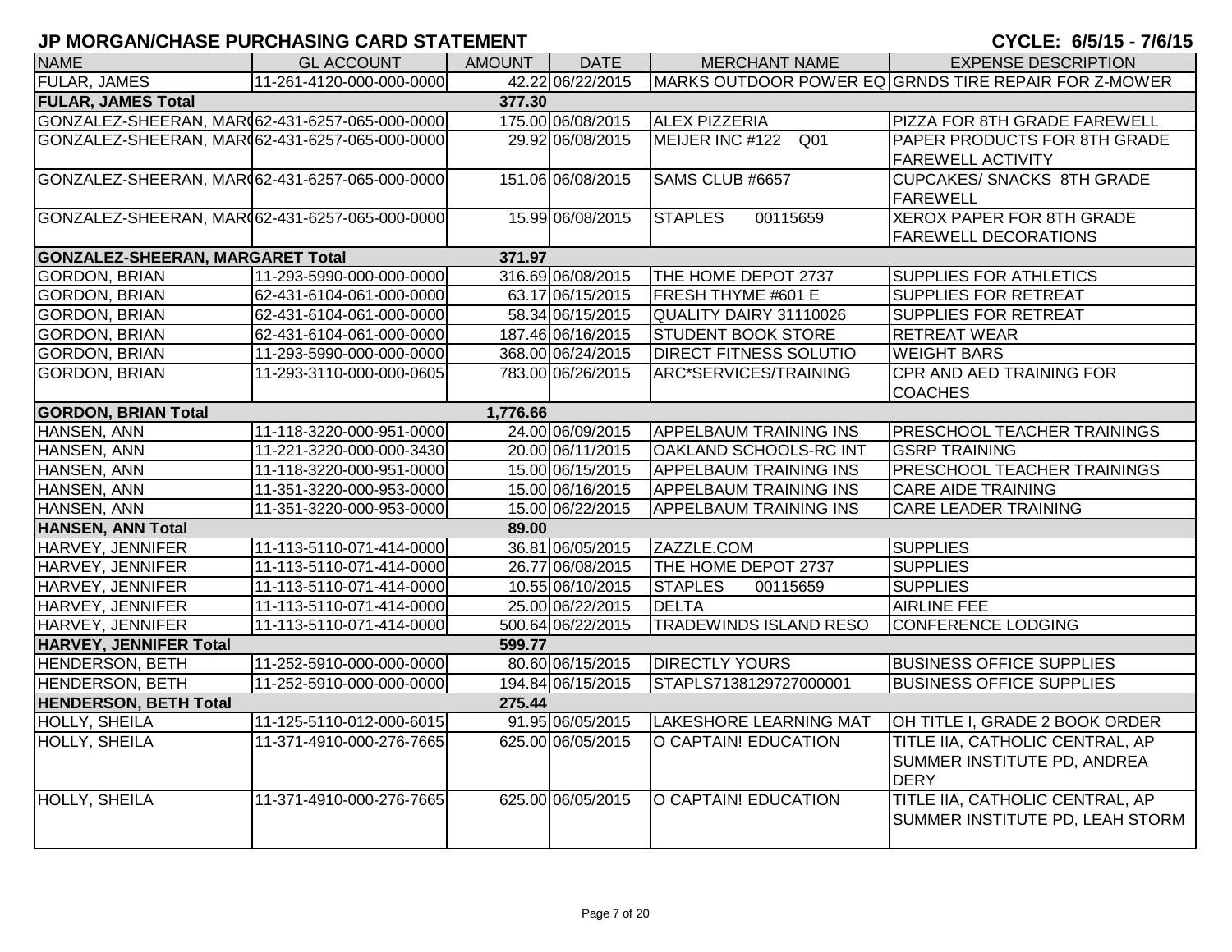# JP MORGAN/CHASE PURCHASING CARD STATEMENT

CYCLE: 6/5/15 - 7/6/15

| NAME | GL ACCOUNT | AMOUNT | DATE | MERCHANT NAME | EXPENSE DESCRIPTION |
|---|---|---|---|---|---|
| FULAR, JAMES | 11-261-4120-000-000-0000 | 42.22 | 06/22/2015 | MARKS OUTDOOR POWER EQ | GRNDS TIRE REPAIR FOR Z-MOWER |
| **FULAR, JAMES Total** | | **377.30** | | | |
| GONZALEZ-SHEERAN, MAR( | 62-431-6257-065-000-0000 | 175.00 | 06/08/2015 | ALEX PIZZERIA | PIZZA FOR 8TH GRADE FAREWELL |
| GONZALEZ-SHEERAN, MAR( | 62-431-6257-065-000-0000 | 29.92 | 06/08/2015 | MEIJER INC #122 Q01 | PAPER PRODUCTS FOR 8TH GRADE FAREWELL ACTIVITY |
| GONZALEZ-SHEERAN, MAR( | 62-431-6257-065-000-0000 | 151.06 | 06/08/2015 | SAMS CLUB #6657 | CUPCAKES/ SNACKS 8TH GRADE FAREWELL |
| GONZALEZ-SHEERAN, MAR( | 62-431-6257-065-000-0000 | 15.99 | 06/08/2015 | STAPLES 00115659 | XEROX PAPER FOR 8TH GRADE FAREWELL DECORATIONS |
| **GONZALEZ-SHEERAN, MARGARET Total** | | **371.97** | | | |
| GORDON, BRIAN | 11-293-5990-000-000-0000 | 316.69 | 06/08/2015 | THE HOME DEPOT 2737 | SUPPLIES FOR ATHLETICS |
| GORDON, BRIAN | 62-431-6104-061-000-0000 | 63.17 | 06/15/2015 | FRESH THYME #601 E | SUPPLIES FOR RETREAT |
| GORDON, BRIAN | 62-431-6104-061-000-0000 | 58.34 | 06/15/2015 | QUALITY DAIRY 31110026 | SUPPLIES FOR RETREAT |
| GORDON, BRIAN | 62-431-6104-061-000-0000 | 187.46 | 06/16/2015 | STUDENT BOOK STORE | RETREAT WEAR |
| GORDON, BRIAN | 11-293-5990-000-000-0000 | 368.00 | 06/24/2015 | DIRECT FITNESS SOLUTIO | WEIGHT BARS |
| GORDON, BRIAN | 11-293-3110-000-000-0605 | 783.00 | 06/26/2015 | ARC*SERVICES/TRAINING | CPR AND AED TRAINING FOR COACHES |
| **GORDON, BRIAN Total** | | **1,776.66** | | | |
| HANSEN, ANN | 11-118-3220-000-951-0000 | 24.00 | 06/09/2015 | APPELBAUM TRAINING INS | PRESCHOOL TEACHER TRAININGS |
| HANSEN, ANN | 11-221-3220-000-000-3430 | 20.00 | 06/11/2015 | OAKLAND SCHOOLS-RC INT | GSRP TRAINING |
| HANSEN, ANN | 11-118-3220-000-951-0000 | 15.00 | 06/15/2015 | APPELBAUM TRAINING INS | PRESCHOOL TEACHER TRAININGS |
| HANSEN, ANN | 11-351-3220-000-953-0000 | 15.00 | 06/16/2015 | APPELBAUM TRAINING INS | CARE AIDE TRAINING |
| HANSEN, ANN | 11-351-3220-000-953-0000 | 15.00 | 06/22/2015 | APPELBAUM TRAINING INS | CARE LEADER TRAINING |
| **HANSEN, ANN Total** | | **89.00** | | | |
| HARVEY, JENNIFER | 11-113-5110-071-414-0000 | 36.81 | 06/05/2015 | ZAZZLE.COM | SUPPLIES |
| HARVEY, JENNIFER | 11-113-5110-071-414-0000 | 26.77 | 06/08/2015 | THE HOME DEPOT 2737 | SUPPLIES |
| HARVEY, JENNIFER | 11-113-5110-071-414-0000 | 10.55 | 06/10/2015 | STAPLES 00115659 | SUPPLIES |
| HARVEY, JENNIFER | 11-113-5110-071-414-0000 | 25.00 | 06/22/2015 | DELTA | AIRLINE FEE |
| HARVEY, JENNIFER | 11-113-5110-071-414-0000 | 500.64 | 06/22/2015 | TRADEWINDS ISLAND RESO | CONFERENCE LODGING |
| **HARVEY, JENNIFER Total** | | **599.77** | | | |
| HENDERSON, BETH | 11-252-5910-000-000-0000 | 80.60 | 06/15/2015 | DIRECTLY YOURS | BUSINESS OFFICE SUPPLIES |
| HENDERSON, BETH | 11-252-5910-000-000-0000 | 194.84 | 06/15/2015 | STAPLS7138129727000001 | BUSINESS OFFICE SUPPLIES |
| **HENDERSON, BETH Total** | | **275.44** | | | |
| HOLLY, SHEILA | 11-125-5110-012-000-6015 | 91.95 | 06/05/2015 | LAKESHORE LEARNING MAT | OH TITLE I, GRADE 2 BOOK ORDER |
| HOLLY, SHEILA | 11-371-4910-000-276-7665 | 625.00 | 06/05/2015 | O CAPTAIN! EDUCATION | TITLE IIA, CATHOLIC CENTRAL, AP SUMMER INSTITUTE PD, ANDREA DERY |
| HOLLY, SHEILA | 11-371-4910-000-276-7665 | 625.00 | 06/05/2015 | O CAPTAIN! EDUCATION | TITLE IIA, CATHOLIC CENTRAL, AP SUMMER INSTITUTE PD, LEAH STORM |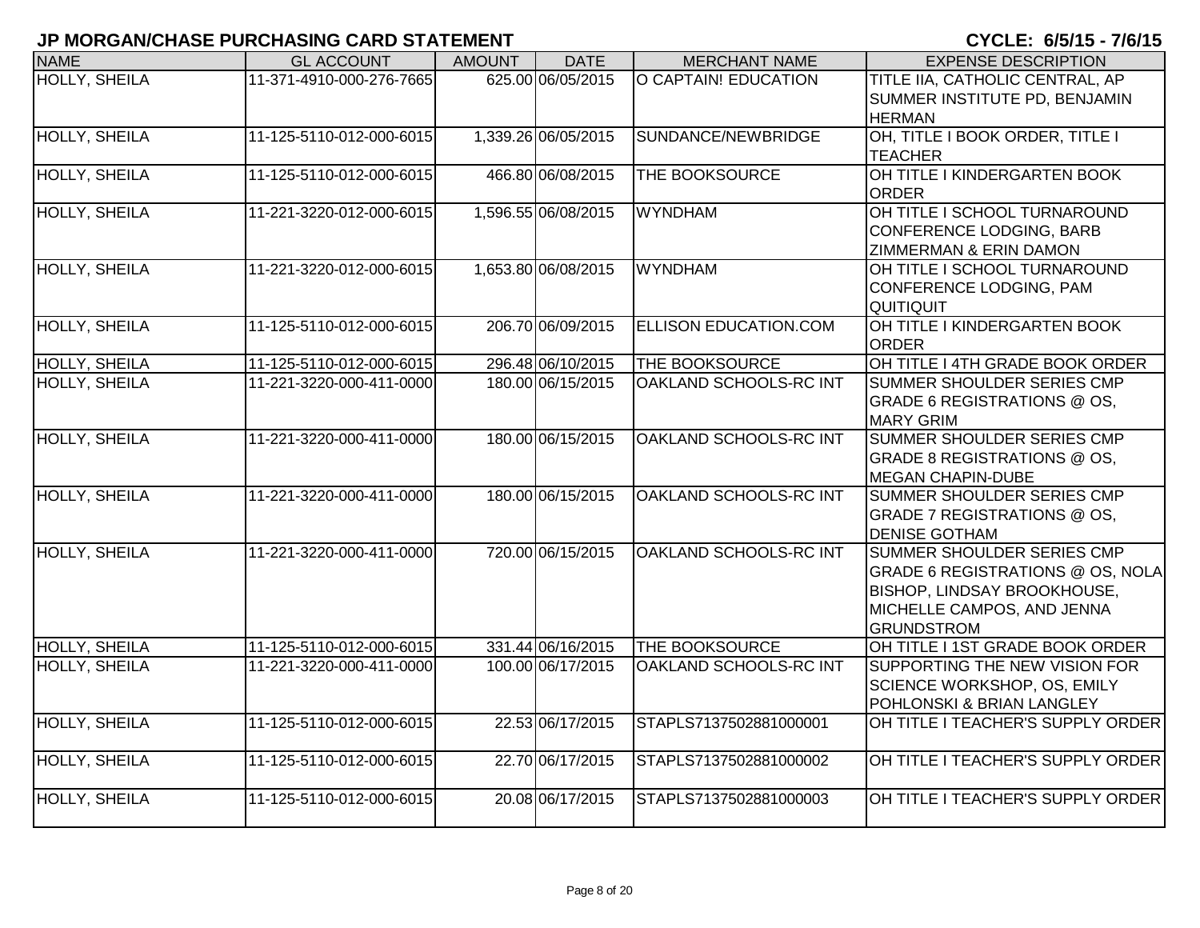## JP MORGAN/CHASE PURCHASING CARD STATEMENT

**CYCLE: 6/5/15 - 7/6/15**

| NAME | GL ACCOUNT | AMOUNT | DATE | MERCHANT NAME | EXPENSE DESCRIPTION |
|---|---|---|---|---|---|
| HOLLY, SHEILA | 11-371-4910-000-276-7665 | 625.00 | 06/05/2015 | O CAPTAIN! EDUCATION | TITLE IIA, CATHOLIC CENTRAL, AP SUMMER INSTITUTE PD, BENJAMIN HERMAN |
| HOLLY, SHEILA | 11-125-5110-012-000-6015 | 1,339.26 | 06/05/2015 | SUNDANCE/NEWBRIDGE | OH, TITLE I BOOK ORDER, TITLE I TEACHER |
| HOLLY, SHEILA | 11-125-5110-012-000-6015 | 466.80 | 06/08/2015 | THE BOOKSOURCE | OH TITLE I KINDERGARTEN BOOK ORDER |
| HOLLY, SHEILA | 11-221-3220-012-000-6015 | 1,596.55 | 06/08/2015 | WYNDHAM | OH TITLE I SCHOOL TURNAROUND CONFERENCE LODGING, BARB ZIMMERMAN & ERIN DAMON |
| HOLLY, SHEILA | 11-221-3220-012-000-6015 | 1,653.80 | 06/08/2015 | WYNDHAM | OH TITLE I SCHOOL TURNAROUND CONFERENCE LODGING, PAM QUITIQUIT |
| HOLLY, SHEILA | 11-125-5110-012-000-6015 | 206.70 | 06/09/2015 | ELLISON EDUCATION.COM | OH TITLE I KINDERGARTEN BOOK ORDER |
| HOLLY, SHEILA | 11-125-5110-012-000-6015 | 296.48 | 06/10/2015 | THE BOOKSOURCE | OH TITLE I 4TH GRADE BOOK ORDER |
| HOLLY, SHEILA | 11-221-3220-000-411-0000 | 180.00 | 06/15/2015 | OAKLAND SCHOOLS-RC INT | SUMMER SHOULDER SERIES CMP GRADE 6 REGISTRATIONS @ OS, MARY GRIM |
| HOLLY, SHEILA | 11-221-3220-000-411-0000 | 180.00 | 06/15/2015 | OAKLAND SCHOOLS-RC INT | SUMMER SHOULDER SERIES CMP GRADE 8 REGISTRATIONS @ OS, MEGAN CHAPIN-DUBE |
| HOLLY, SHEILA | 11-221-3220-000-411-0000 | 180.00 | 06/15/2015 | OAKLAND SCHOOLS-RC INT | SUMMER SHOULDER SERIES CMP GRADE 7 REGISTRATIONS @ OS, DENISE GOTHAM |
| HOLLY, SHEILA | 11-221-3220-000-411-0000 | 720.00 | 06/15/2015 | OAKLAND SCHOOLS-RC INT | SUMMER SHOULDER SERIES CMP GRADE 6 REGISTRATIONS @ OS, NOLA BISHOP, LINDSAY BROOKHOUSE, MICHELLE CAMPOS, AND JENNA GRUNDSTROM |
| HOLLY, SHEILA | 11-125-5110-012-000-6015 | 331.44 | 06/16/2015 | THE BOOKSOURCE | OH TITLE I 1ST GRADE BOOK ORDER |
| HOLLY, SHEILA | 11-221-3220-000-411-0000 | 100.00 | 06/17/2015 | OAKLAND SCHOOLS-RC INT | SUPPORTING THE NEW VISION FOR SCIENCE WORKSHOP, OS, EMILY POHLONSKI & BRIAN LANGLEY |
| HOLLY, SHEILA | 11-125-5110-012-000-6015 | 22.53 | 06/17/2015 | STAPLS7137502881000001 | OH TITLE I TEACHER'S SUPPLY ORDER |
| HOLLY, SHEILA | 11-125-5110-012-000-6015 | 22.70 | 06/17/2015 | STAPLS7137502881000002 | OH TITLE I TEACHER'S SUPPLY ORDER |
| HOLLY, SHEILA | 11-125-5110-012-000-6015 | 20.08 | 06/17/2015 | STAPLS7137502881000003 | OH TITLE I TEACHER'S SUPPLY ORDER |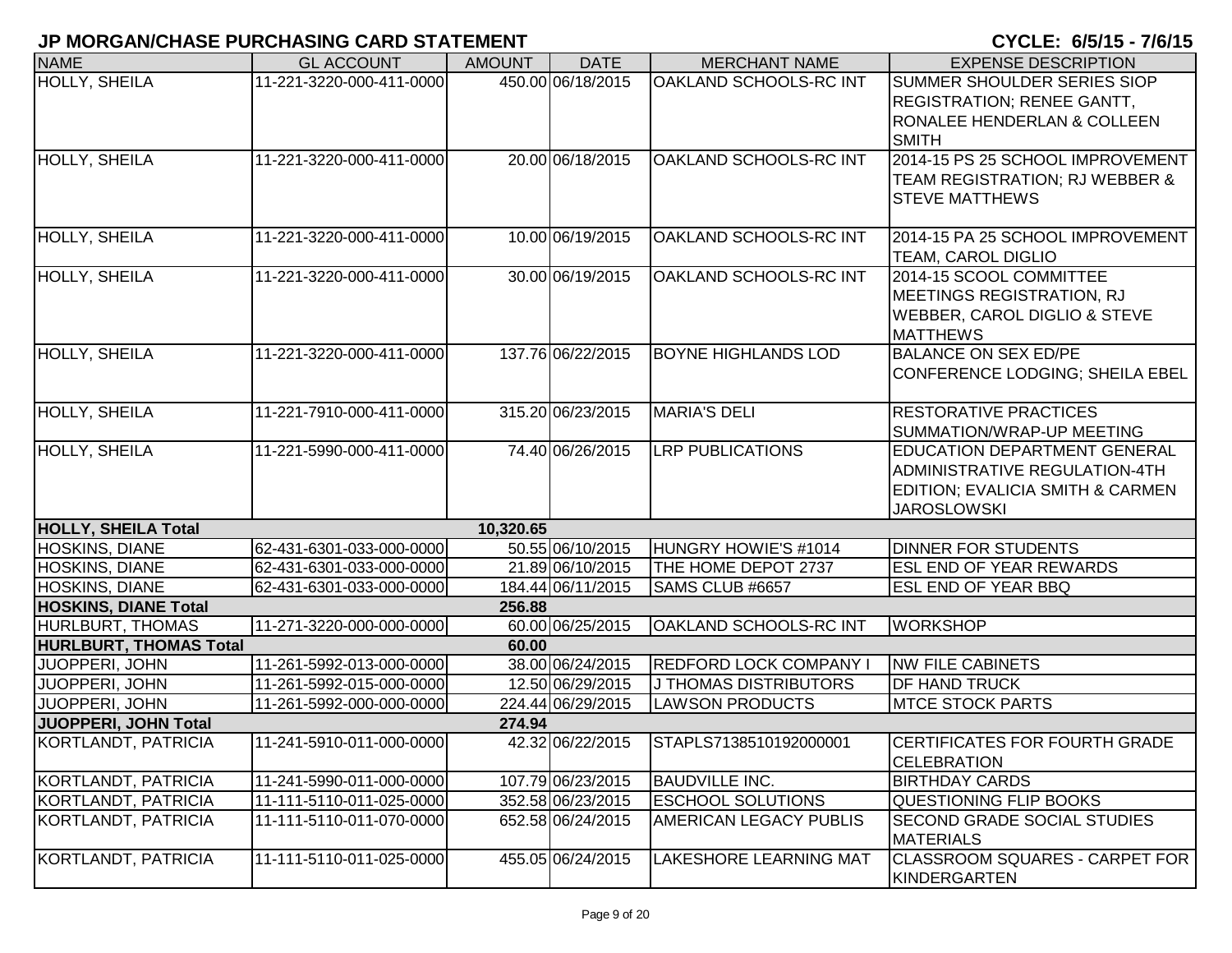# JP MORGAN/CHASE PURCHASING CARD STATEMENT

**CYCLE: 6/5/15 - 7/6/15**

| NAME | GL ACCOUNT | AMOUNT | DATE | MERCHANT NAME | EXPENSE DESCRIPTION |
|---|---|---|---|---|---|
| HOLLY, SHEILA | 11-221-3220-000-411-0000 | 450.00 | 06/18/2015 | OAKLAND SCHOOLS-RC INT | SUMMER SHOULDER SERIES SIOP REGISTRATION; RENEE GANTT, RONALEE HENDERLAN & COLLEEN SMITH |
| HOLLY, SHEILA | 11-221-3220-000-411-0000 | 20.00 | 06/18/2015 | OAKLAND SCHOOLS-RC INT | 2014-15 PS 25 SCHOOL IMPROVEMENT TEAM REGISTRATION; RJ WEBBER & STEVE MATTHEWS |
| HOLLY, SHEILA | 11-221-3220-000-411-0000 | 10.00 | 06/19/2015 | OAKLAND SCHOOLS-RC INT | 2014-15 PA 25 SCHOOL IMPROVEMENT TEAM, CAROL DIGLIO |
| HOLLY, SHEILA | 11-221-3220-000-411-0000 | 30.00 | 06/19/2015 | OAKLAND SCHOOLS-RC INT | 2014-15 SCOOL COMMITTEE MEETINGS REGISTRATION, RJ WEBBER, CAROL DIGLIO & STEVE MATTHEWS |
| HOLLY, SHEILA | 11-221-3220-000-411-0000 | 137.76 | 06/22/2015 | BOYNE HIGHLANDS LOD | BALANCE ON SEX ED/PE CONFERENCE LODGING; SHEILA EBEL |
| HOLLY, SHEILA | 11-221-7910-000-411-0000 | 315.20 | 06/23/2015 | MARIA'S DELI | RESTORATIVE PRACTICES SUMMATION/WRAP-UP MEETING |
| HOLLY, SHEILA | 11-221-5990-000-411-0000 | 74.40 | 06/26/2015 | LRP PUBLICATIONS | EDUCATION DEPARTMENT GENERAL ADMINISTRATIVE REGULATION-4TH EDITION; EVALICIA SMITH & CARMEN JAROSLOWSKI |
| **HOLLY, SHEILA Total** | | **10,320.65** | | | |
| HOSKINS, DIANE | 62-431-6301-033-000-0000 | 50.55 | 06/10/2015 | HUNGRY HOWIE'S #1014 | DINNER FOR STUDENTS |
| HOSKINS, DIANE | 62-431-6301-033-000-0000 | 21.89 | 06/10/2015 | THE HOME DEPOT 2737 | ESL END OF YEAR REWARDS |
| HOSKINS, DIANE | 62-431-6301-033-000-0000 | 184.44 | 06/11/2015 | SAMS CLUB #6657 | ESL END OF YEAR BBQ |
| **HOSKINS, DIANE Total** | | **256.88** | | | |
| HURLBURT, THOMAS | 11-271-3220-000-000-0000 | 60.00 | 06/25/2015 | OAKLAND SCHOOLS-RC INT | WORKSHOP |
| **HURLBURT, THOMAS Total** | | **60.00** | | | |
| JUOPPERI, JOHN | 11-261-5992-013-000-0000 | 38.00 | 06/24/2015 | REDFORD LOCK COMPANY I | NW FILE CABINETS |
| JUOPPERI, JOHN | 11-261-5992-015-000-0000 | 12.50 | 06/29/2015 | J THOMAS DISTRIBUTORS | DF HAND TRUCK |
| JUOPPERI, JOHN | 11-261-5992-000-000-0000 | 224.44 | 06/29/2015 | LAWSON PRODUCTS | MTCE STOCK PARTS |
| **JUOPPERI, JOHN Total** | | **274.94** | | | |
| KORTLANDT, PATRICIA | 11-241-5910-011-000-0000 | 42.32 | 06/22/2015 | STAPLS7138510192000001 | CERTIFICATES FOR FOURTH GRADE CELEBRATION |
| KORTLANDT, PATRICIA | 11-241-5990-011-000-0000 | 107.79 | 06/23/2015 | BAUDVILLE INC. | BIRTHDAY CARDS |
| KORTLANDT, PATRICIA | 11-111-5110-011-025-0000 | 352.58 | 06/23/2015 | ESCHOOL SOLUTIONS | QUESTIONING FLIP BOOKS |
| KORTLANDT, PATRICIA | 11-111-5110-011-070-0000 | 652.58 | 06/24/2015 | AMERICAN LEGACY PUBLIS | SECOND GRADE SOCIAL STUDIES MATERIALS |
| KORTLANDT, PATRICIA | 11-111-5110-011-025-0000 | 455.05 | 06/24/2015 | LAKESHORE LEARNING MAT | CLASSROOM SQUARES - CARPET FOR KINDERGARTEN |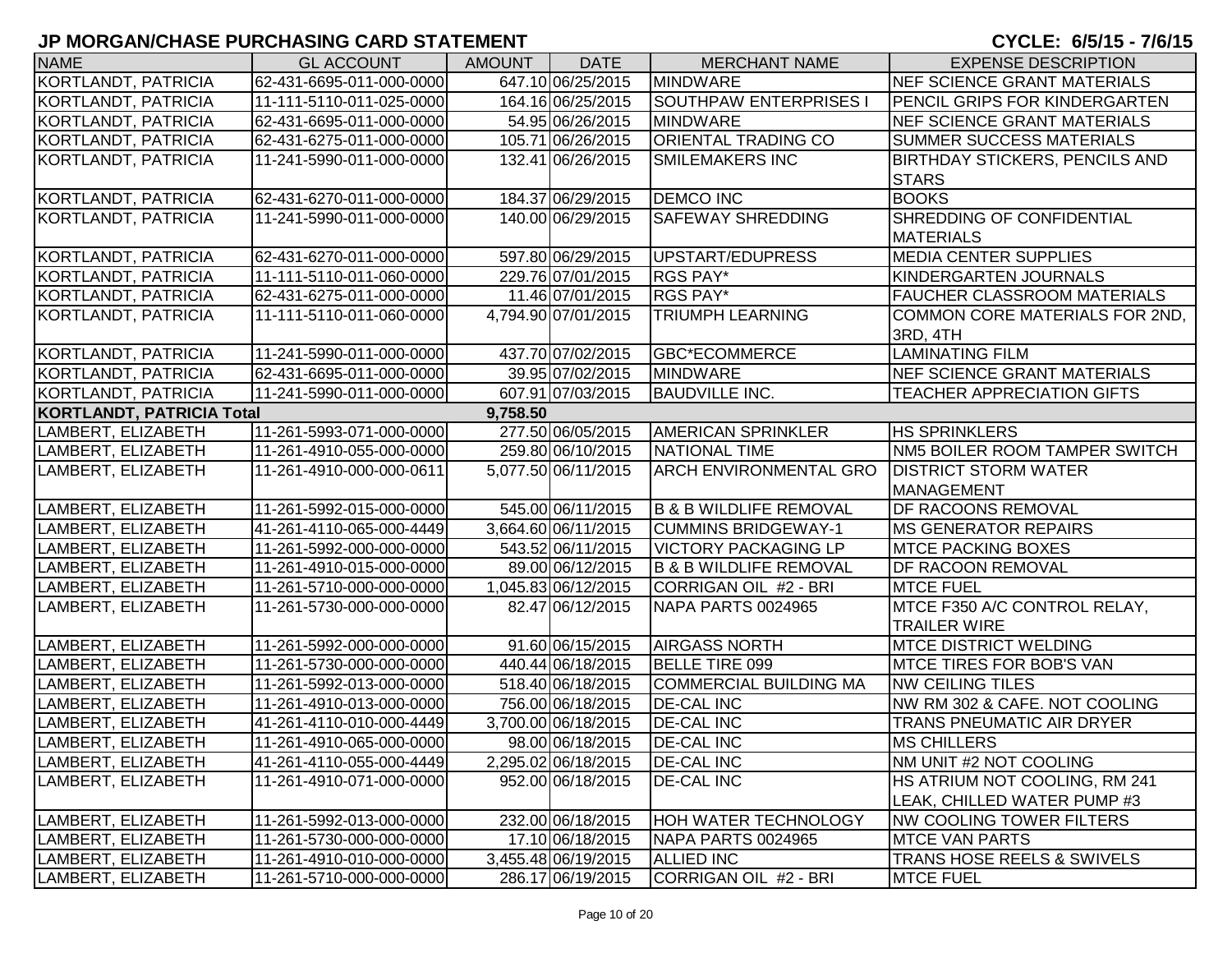# JP MORGAN/CHASE PURCHASING CARD STATEMENT

**CYCLE: 6/5/15 - 7/6/15**

| NAME | GL ACCOUNT | AMOUNT | DATE | MERCHANT NAME | EXPENSE DESCRIPTION |
|---|---|---|---|---|---|
| KORTLANDT, PATRICIA | 62-431-6695-011-000-0000 | 647.10 | 06/25/2015 | MINDWARE | NEF SCIENCE GRANT MATERIALS |
| KORTLANDT, PATRICIA | 11-111-5110-011-025-0000 | 164.16 | 06/25/2015 | SOUTHPAW ENTERPRISES I | PENCIL GRIPS FOR KINDERGARTEN |
| KORTLANDT, PATRICIA | 62-431-6695-011-000-0000 | 54.95 | 06/26/2015 | MINDWARE | NEF SCIENCE GRANT MATERIALS |
| KORTLANDT, PATRICIA | 62-431-6275-011-000-0000 | 105.71 | 06/26/2015 | ORIENTAL TRADING CO | SUMMER SUCCESS MATERIALS |
| KORTLANDT, PATRICIA | 11-241-5990-011-000-0000 | 132.41 | 06/26/2015 | SMILEMAKERS INC | BIRTHDAY STICKERS, PENCILS AND STARS |
| KORTLANDT, PATRICIA | 62-431-6270-011-000-0000 | 184.37 | 06/29/2015 | DEMCO INC | BOOKS |
| KORTLANDT, PATRICIA | 11-241-5990-011-000-0000 | 140.00 | 06/29/2015 | SAFEWAY SHREDDING | SHREDDING OF CONFIDENTIAL MATERIALS |
| KORTLANDT, PATRICIA | 62-431-6270-011-000-0000 | 597.80 | 06/29/2015 | UPSTART/EDUPRESS | MEDIA CENTER SUPPLIES |
| KORTLANDT, PATRICIA | 11-111-5110-011-060-0000 | 229.76 | 07/01/2015 | RGS PAY* | KINDERGARTEN JOURNALS |
| KORTLANDT, PATRICIA | 62-431-6275-011-000-0000 | 11.46 | 07/01/2015 | RGS PAY* | FAUCHER CLASSROOM MATERIALS |
| KORTLANDT, PATRICIA | 11-111-5110-011-060-0000 | 4,794.90 | 07/01/2015 | TRIUMPH LEARNING | COMMON CORE MATERIALS FOR 2ND, 3RD, 4TH |
| KORTLANDT, PATRICIA | 11-241-5990-011-000-0000 | 437.70 | 07/02/2015 | GBC*ECOMMERCE | LAMINATING FILM |
| KORTLANDT, PATRICIA | 62-431-6695-011-000-0000 | 39.95 | 07/02/2015 | MINDWARE | NEF SCIENCE GRANT MATERIALS |
| KORTLANDT, PATRICIA | 11-241-5990-011-000-0000 | 607.91 | 07/03/2015 | BAUDVILLE INC. | TEACHER APPRECIATION GIFTS |
| **KORTLANDT, PATRICIA Total** | | **9,758.50** | | | |
| LAMBERT, ELIZABETH | 11-261-5993-071-000-0000 | 277.50 | 06/05/2015 | AMERICAN SPRINKLER | HS SPRINKLERS |
| LAMBERT, ELIZABETH | 11-261-4910-055-000-0000 | 259.80 | 06/10/2015 | NATIONAL TIME | NM5 BOILER ROOM TAMPER SWITCH |
| LAMBERT, ELIZABETH | 11-261-4910-000-000-0611 | 5,077.50 | 06/11/2015 | ARCH ENVIRONMENTAL GRO | DISTRICT STORM WATER MANAGEMENT |
| LAMBERT, ELIZABETH | 11-261-5992-015-000-0000 | 545.00 | 06/11/2015 | B & B WILDLIFE REMOVAL | DF RACOONS REMOVAL |
| LAMBERT, ELIZABETH | 41-261-4110-065-000-4449 | 3,664.60 | 06/11/2015 | CUMMINS BRIDGEWAY-1 | MS GENERATOR REPAIRS |
| LAMBERT, ELIZABETH | 11-261-5992-000-000-0000 | 543.52 | 06/11/2015 | VICTORY PACKAGING LP | MTCE PACKING BOXES |
| LAMBERT, ELIZABETH | 11-261-4910-015-000-0000 | 89.00 | 06/12/2015 | B & B WILDLIFE REMOVAL | DF RACOON REMOVAL |
| LAMBERT, ELIZABETH | 11-261-5710-000-000-0000 | 1,045.83 | 06/12/2015 | CORRIGAN OIL #2 - BRI | MTCE FUEL |
| LAMBERT, ELIZABETH | 11-261-5730-000-000-0000 | 82.47 | 06/12/2015 | NAPA PARTS 0024965 | MTCE F350 A/C CONTROL RELAY, TRAILER WIRE |
| LAMBERT, ELIZABETH | 11-261-5992-000-000-0000 | 91.60 | 06/15/2015 | AIRGASS NORTH | MTCE DISTRICT WELDING |
| LAMBERT, ELIZABETH | 11-261-5730-000-000-0000 | 440.44 | 06/18/2015 | BELLE TIRE 099 | MTCE TIRES FOR BOB'S VAN |
| LAMBERT, ELIZABETH | 11-261-5992-013-000-0000 | 518.40 | 06/18/2015 | COMMERCIAL BUILDING MA | NW CEILING TILES |
| LAMBERT, ELIZABETH | 11-261-4910-013-000-0000 | 756.00 | 06/18/2015 | DE-CAL INC | NW RM 302 & CAFE. NOT COOLING |
| LAMBERT, ELIZABETH | 41-261-4110-010-000-4449 | 3,700.00 | 06/18/2015 | DE-CAL INC | TRANS PNEUMATIC AIR DRYER |
| LAMBERT, ELIZABETH | 11-261-4910-065-000-0000 | 98.00 | 06/18/2015 | DE-CAL INC | MS CHILLERS |
| LAMBERT, ELIZABETH | 41-261-4110-055-000-4449 | 2,295.02 | 06/18/2015 | DE-CAL INC | NM UNIT #2 NOT COOLING |
| LAMBERT, ELIZABETH | 11-261-4910-071-000-0000 | 952.00 | 06/18/2015 | DE-CAL INC | HS ATRIUM NOT COOLING, RM 241 LEAK, CHILLED WATER PUMP #3 |
| LAMBERT, ELIZABETH | 11-261-5992-013-000-0000 | 232.00 | 06/18/2015 | HOH WATER TECHNOLOGY | NW COOLING TOWER FILTERS |
| LAMBERT, ELIZABETH | 11-261-5730-000-000-0000 | 17.10 | 06/18/2015 | NAPA PARTS 0024965 | MTCE VAN PARTS |
| LAMBERT, ELIZABETH | 11-261-4910-010-000-0000 | 3,455.48 | 06/19/2015 | ALLIED INC | TRANS HOSE REELS & SWIVELS |
| LAMBERT, ELIZABETH | 11-261-5710-000-000-0000 | 286.17 | 06/19/2015 | CORRIGAN OIL #2 - BRI | MTCE FUEL |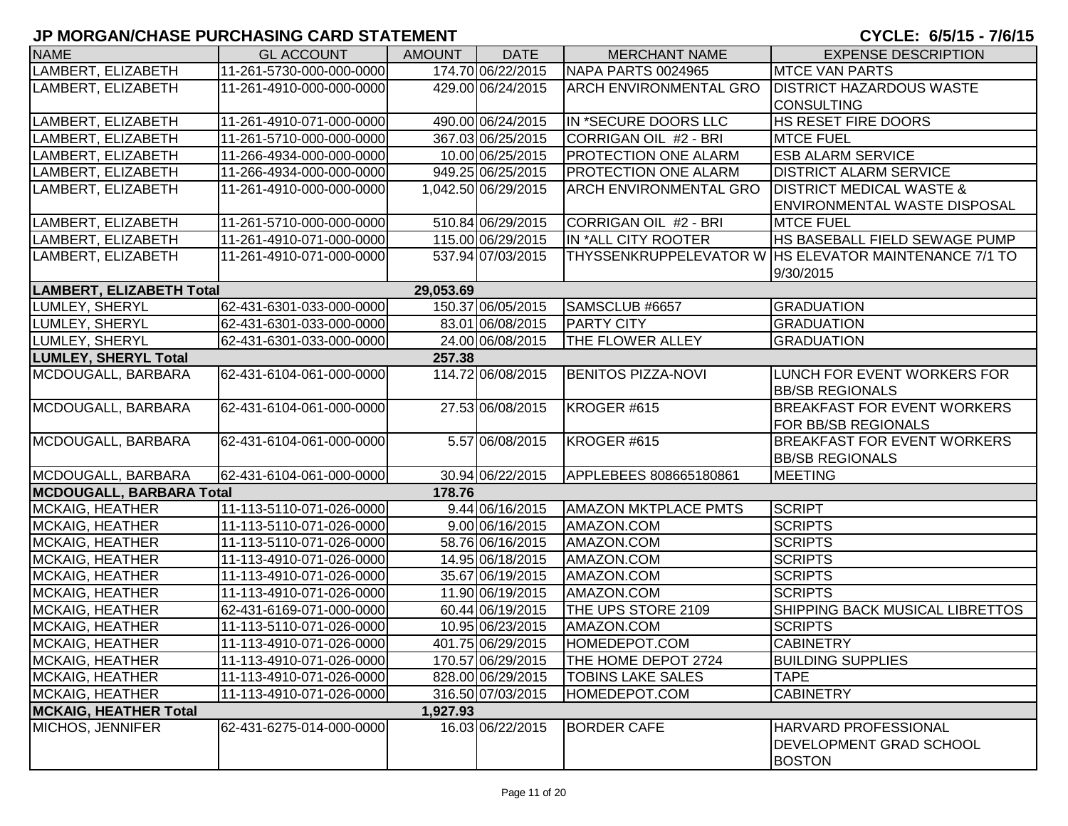## JP MORGAN/CHASE PURCHASING CARD STATEMENT

**CYCLE: 6/5/15 - 7/6/15**

| NAME | GL ACCOUNT | AMOUNT | DATE | MERCHANT NAME | EXPENSE DESCRIPTION |
|---|---|---|---|---|---|
| LAMBERT, ELIZABETH | 11-261-5730-000-000-0000 | 174.70 | 06/22/2015 | NAPA PARTS 0024965 | MTCE VAN PARTS |
| LAMBERT, ELIZABETH | 11-261-4910-000-000-0000 | 429.00 | 06/24/2015 | ARCH ENVIRONMENTAL GRO | DISTRICT HAZARDOUS WASTE CONSULTING |
| LAMBERT, ELIZABETH | 11-261-4910-071-000-0000 | 490.00 | 06/24/2015 | IN *SECURE DOORS LLC | HS RESET FIRE DOORS |
| LAMBERT, ELIZABETH | 11-261-5710-000-000-0000 | 367.03 | 06/25/2015 | CORRIGAN OIL #2 - BRI | MTCE FUEL |
| LAMBERT, ELIZABETH | 11-266-4934-000-000-0000 | 10.00 | 06/25/2015 | PROTECTION ONE ALARM | ESB ALARM SERVICE |
| LAMBERT, ELIZABETH | 11-266-4934-000-000-0000 | 949.25 | 06/25/2015 | PROTECTION ONE ALARM | DISTRICT ALARM SERVICE |
| LAMBERT, ELIZABETH | 11-261-4910-000-000-0000 | 1,042.50 | 06/29/2015 | ARCH ENVIRONMENTAL GRO | DISTRICT MEDICAL WASTE & ENVIRONMENTAL WASTE DISPOSAL |
| LAMBERT, ELIZABETH | 11-261-5710-000-000-0000 | 510.84 | 06/29/2015 | CORRIGAN OIL #2 - BRI | MTCE FUEL |
| LAMBERT, ELIZABETH | 11-261-4910-071-000-0000 | 115.00 | 06/29/2015 | IN *ALL CITY ROOTER | HS BASEBALL FIELD SEWAGE PUMP |
| LAMBERT, ELIZABETH | 11-261-4910-071-000-0000 | 537.94 | 07/03/2015 | THYSSENKRUPPELEVATOR W | HS ELEVATOR MAINTENANCE 7/1 TO 9/30/2015 |
| **LAMBERT, ELIZABETH Total** | | **29,053.69** | | | |
| LUMLEY, SHERYL | 62-431-6301-033-000-0000 | 150.37 | 06/05/2015 | SAMSCLUB #6657 | GRADUATION |
| LUMLEY, SHERYL | 62-431-6301-033-000-0000 | 83.01 | 06/08/2015 | PARTY CITY | GRADUATION |
| LUMLEY, SHERYL | 62-431-6301-033-000-0000 | 24.00 | 06/08/2015 | THE FLOWER ALLEY | GRADUATION |
| **LUMLEY, SHERYL Total** | | **257.38** | | | |
| MCDOUGALL, BARBARA | 62-431-6104-061-000-0000 | 114.72 | 06/08/2015 | BENITOS PIZZA-NOVI | LUNCH FOR EVENT WORKERS FOR BB/SB REGIONALS |
| MCDOUGALL, BARBARA | 62-431-6104-061-000-0000 | 27.53 | 06/08/2015 | KROGER #615 | BREAKFAST FOR EVENT WORKERS FOR BB/SB REGIONALS |
| MCDOUGALL, BARBARA | 62-431-6104-061-000-0000 | 5.57 | 06/08/2015 | KROGER #615 | BREAKFAST FOR EVENT WORKERS BB/SB REGIONALS |
| MCDOUGALL, BARBARA | 62-431-6104-061-000-0000 | 30.94 | 06/22/2015 | APPLEBEES 808665180861 | MEETING |
| **MCDOUGALL, BARBARA Total** | | **178.76** | | | |
| MCKAIG, HEATHER | 11-113-5110-071-026-0000 | 9.44 | 06/16/2015 | AMAZON MKTPLACE PMTS | SCRIPT |
| MCKAIG, HEATHER | 11-113-5110-071-026-0000 | 9.00 | 06/16/2015 | AMAZON.COM | SCRIPTS |
| MCKAIG, HEATHER | 11-113-5110-071-026-0000 | 58.76 | 06/16/2015 | AMAZON.COM | SCRIPTS |
| MCKAIG, HEATHER | 11-113-4910-071-026-0000 | 14.95 | 06/18/2015 | AMAZON.COM | SCRIPTS |
| MCKAIG, HEATHER | 11-113-4910-071-026-0000 | 35.67 | 06/19/2015 | AMAZON.COM | SCRIPTS |
| MCKAIG, HEATHER | 11-113-4910-071-026-0000 | 11.90 | 06/19/2015 | AMAZON.COM | SCRIPTS |
| MCKAIG, HEATHER | 62-431-6169-071-000-0000 | 60.44 | 06/19/2015 | THE UPS STORE 2109 | SHIPPING BACK MUSICAL LIBRETTOS |
| MCKAIG, HEATHER | 11-113-5110-071-026-0000 | 10.95 | 06/23/2015 | AMAZON.COM | SCRIPTS |
| MCKAIG, HEATHER | 11-113-4910-071-026-0000 | 401.75 | 06/29/2015 | HOMEDEPOT.COM | CABINETRY |
| MCKAIG, HEATHER | 11-113-4910-071-026-0000 | 170.57 | 06/29/2015 | THE HOME DEPOT 2724 | BUILDING SUPPLIES |
| MCKAIG, HEATHER | 11-113-4910-071-026-0000 | 828.00 | 06/29/2015 | TOBINS LAKE SALES | TAPE |
| MCKAIG, HEATHER | 11-113-4910-071-026-0000 | 316.50 | 07/03/2015 | HOMEDEPOT.COM | CABINETRY |
| **MCKAIG, HEATHER Total** | | **1,927.93** | | | |
| MICHOS, JENNIFER | 62-431-6275-014-000-0000 | 16.03 | 06/22/2015 | BORDER CAFE | HARVARD PROFESSIONAL DEVELOPMENT GRAD SCHOOL BOSTON |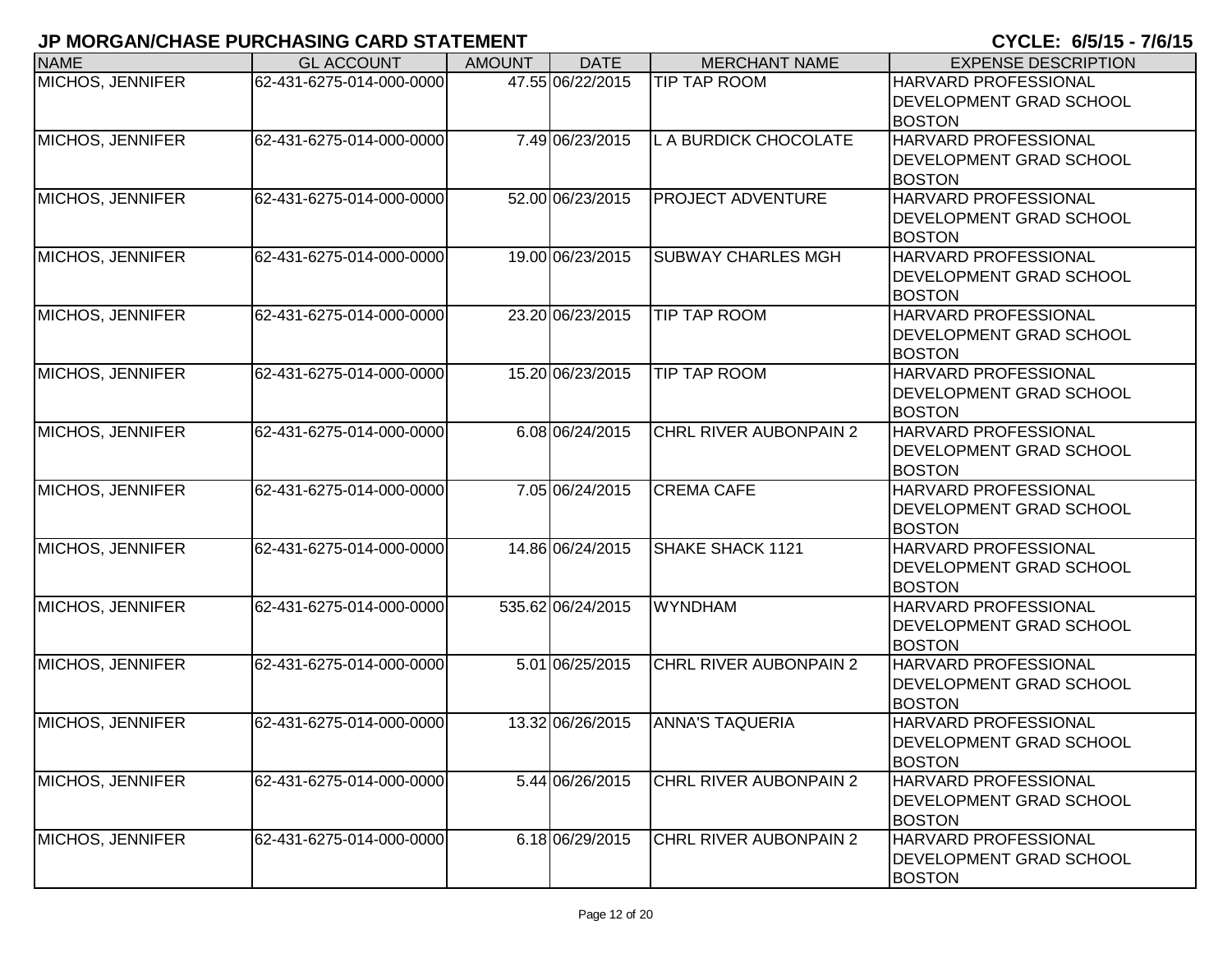**JP MORGAN/CHASE PURCHASING CARD STATEMENT** **CYCLE: 6/5/15 - 7/6/15**

| NAME | GL ACCOUNT | AMOUNT | DATE | MERCHANT NAME | EXPENSE DESCRIPTION |
|---|---|---|---|---|---|
| MICHOS, JENNIFER | 62-431-6275-014-000-0000 | 47.55 | 06/22/2015 | TIP TAP ROOM | HARVARD PROFESSIONAL DEVELOPMENT GRAD SCHOOL BOSTON |
| MICHOS, JENNIFER | 62-431-6275-014-000-0000 | 7.49 | 06/23/2015 | L A BURDICK CHOCOLATE | HARVARD PROFESSIONAL DEVELOPMENT GRAD SCHOOL BOSTON |
| MICHOS, JENNIFER | 62-431-6275-014-000-0000 | 52.00 | 06/23/2015 | PROJECT ADVENTURE | HARVARD PROFESSIONAL DEVELOPMENT GRAD SCHOOL BOSTON |
| MICHOS, JENNIFER | 62-431-6275-014-000-0000 | 19.00 | 06/23/2015 | SUBWAY CHARLES MGH | HARVARD PROFESSIONAL DEVELOPMENT GRAD SCHOOL BOSTON |
| MICHOS, JENNIFER | 62-431-6275-014-000-0000 | 23.20 | 06/23/2015 | TIP TAP ROOM | HARVARD PROFESSIONAL DEVELOPMENT GRAD SCHOOL BOSTON |
| MICHOS, JENNIFER | 62-431-6275-014-000-0000 | 15.20 | 06/23/2015 | TIP TAP ROOM | HARVARD PROFESSIONAL DEVELOPMENT GRAD SCHOOL BOSTON |
| MICHOS, JENNIFER | 62-431-6275-014-000-0000 | 6.08 | 06/24/2015 | CHRL RIVER AUBONPAIN 2 | HARVARD PROFESSIONAL DEVELOPMENT GRAD SCHOOL BOSTON |
| MICHOS, JENNIFER | 62-431-6275-014-000-0000 | 7.05 | 06/24/2015 | CREMA CAFE | HARVARD PROFESSIONAL DEVELOPMENT GRAD SCHOOL BOSTON |
| MICHOS, JENNIFER | 62-431-6275-014-000-0000 | 14.86 | 06/24/2015 | SHAKE SHACK 1121 | HARVARD PROFESSIONAL DEVELOPMENT GRAD SCHOOL BOSTON |
| MICHOS, JENNIFER | 62-431-6275-014-000-0000 | 535.62 | 06/24/2015 | WYNDHAM | HARVARD PROFESSIONAL DEVELOPMENT GRAD SCHOOL BOSTON |
| MICHOS, JENNIFER | 62-431-6275-014-000-0000 | 5.01 | 06/25/2015 | CHRL RIVER AUBONPAIN 2 | HARVARD PROFESSIONAL DEVELOPMENT GRAD SCHOOL BOSTON |
| MICHOS, JENNIFER | 62-431-6275-014-000-0000 | 13.32 | 06/26/2015 | ANNA'S TAQUERIA | HARVARD PROFESSIONAL DEVELOPMENT GRAD SCHOOL BOSTON |
| MICHOS, JENNIFER | 62-431-6275-014-000-0000 | 5.44 | 06/26/2015 | CHRL RIVER AUBONPAIN 2 | HARVARD PROFESSIONAL DEVELOPMENT GRAD SCHOOL BOSTON |
| MICHOS, JENNIFER | 62-431-6275-014-000-0000 | 6.18 | 06/29/2015 | CHRL RIVER AUBONPAIN 2 | HARVARD PROFESSIONAL DEVELOPMENT GRAD SCHOOL BOSTON |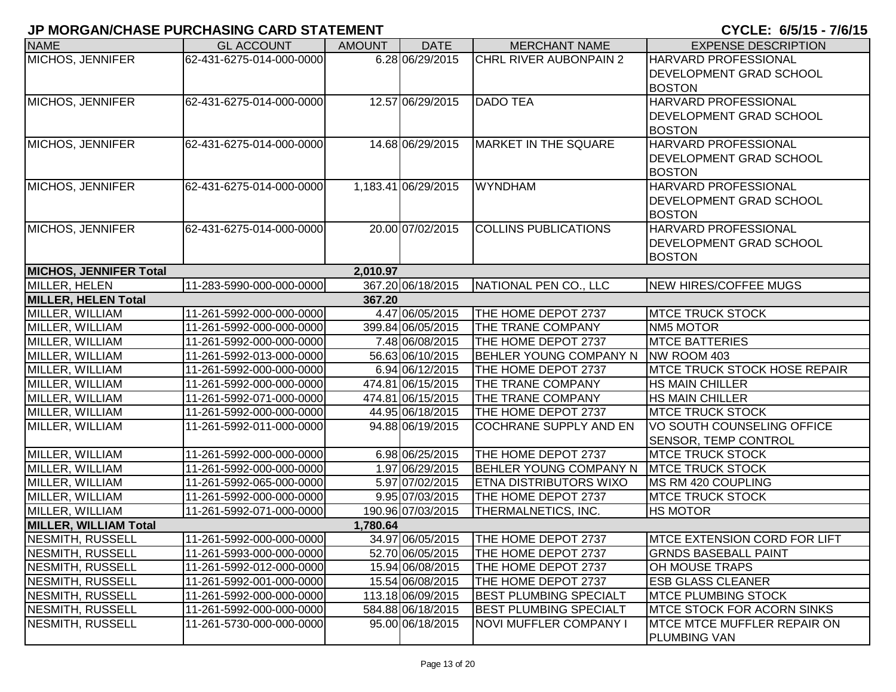## JP MORGAN/CHASE PURCHASING CARD STATEMENT

**CYCLE: 6/5/15 - 7/6/15**

| NAME | GL ACCOUNT | AMOUNT | DATE | MERCHANT NAME | EXPENSE DESCRIPTION |
|---|---|---|---|---|---|
| MICHOS, JENNIFER | 62-431-6275-014-000-0000 | 6.28 | 06/29/2015 | CHRL RIVER AUBONPAIN 2 | HARVARD PROFESSIONAL DEVELOPMENT GRAD SCHOOL BOSTON |
| MICHOS, JENNIFER | 62-431-6275-014-000-0000 | 12.57 | 06/29/2015 | DADO TEA | HARVARD PROFESSIONAL DEVELOPMENT GRAD SCHOOL BOSTON |
| MICHOS, JENNIFER | 62-431-6275-014-000-0000 | 14.68 | 06/29/2015 | MARKET IN THE SQUARE | HARVARD PROFESSIONAL DEVELOPMENT GRAD SCHOOL BOSTON |
| MICHOS, JENNIFER | 62-431-6275-014-000-0000 | 1,183.41 | 06/29/2015 | WYNDHAM | HARVARD PROFESSIONAL DEVELOPMENT GRAD SCHOOL BOSTON |
| MICHOS, JENNIFER | 62-431-6275-014-000-0000 | 20.00 | 07/02/2015 | COLLINS PUBLICATIONS | HARVARD PROFESSIONAL DEVELOPMENT GRAD SCHOOL BOSTON |
| **MICHOS, JENNIFER Total** | | **2,010.97** | | | |
| MILLER, HELEN | 11-283-5990-000-000-0000 | 367.20 | 06/18/2015 | NATIONAL PEN CO., LLC | NEW HIRES/COFFEE MUGS |
| **MILLER, HELEN Total** | | **367.20** | | | |
| MILLER, WILLIAM | 11-261-5992-000-000-0000 | 4.47 | 06/05/2015 | THE HOME DEPOT 2737 | MTCE TRUCK STOCK |
| MILLER, WILLIAM | 11-261-5992-000-000-0000 | 399.84 | 06/05/2015 | THE TRANE COMPANY | NM5 MOTOR |
| MILLER, WILLIAM | 11-261-5992-000-000-0000 | 7.48 | 06/08/2015 | THE HOME DEPOT 2737 | MTCE BATTERIES |
| MILLER, WILLIAM | 11-261-5992-013-000-0000 | 56.63 | 06/10/2015 | BEHLER YOUNG COMPANY N | NW ROOM 403 |
| MILLER, WILLIAM | 11-261-5992-000-000-0000 | 6.94 | 06/12/2015 | THE HOME DEPOT 2737 | MTCE TRUCK STOCK HOSE REPAIR |
| MILLER, WILLIAM | 11-261-5992-000-000-0000 | 474.81 | 06/15/2015 | THE TRANE COMPANY | HS MAIN CHILLER |
| MILLER, WILLIAM | 11-261-5992-071-000-0000 | 474.81 | 06/15/2015 | THE TRANE COMPANY | HS MAIN CHILLER |
| MILLER, WILLIAM | 11-261-5992-000-000-0000 | 44.95 | 06/18/2015 | THE HOME DEPOT 2737 | MTCE TRUCK STOCK |
| MILLER, WILLIAM | 11-261-5992-011-000-0000 | 94.88 | 06/19/2015 | COCHRANE SUPPLY AND EN | VO SOUTH COUNSELING OFFICE SENSOR, TEMP CONTROL |
| MILLER, WILLIAM | 11-261-5992-000-000-0000 | 6.98 | 06/25/2015 | THE HOME DEPOT 2737 | MTCE TRUCK STOCK |
| MILLER, WILLIAM | 11-261-5992-000-000-0000 | 1.97 | 06/29/2015 | BEHLER YOUNG COMPANY N | MTCE TRUCK STOCK |
| MILLER, WILLIAM | 11-261-5992-065-000-0000 | 5.97 | 07/02/2015 | ETNA DISTRIBUTORS WIXO | MS RM 420 COUPLING |
| MILLER, WILLIAM | 11-261-5992-000-000-0000 | 9.95 | 07/03/2015 | THE HOME DEPOT 2737 | MTCE TRUCK STOCK |
| MILLER, WILLIAM | 11-261-5992-071-000-0000 | 190.96 | 07/03/2015 | THERMALNETICS, INC. | HS MOTOR |
| **MILLER, WILLIAM Total** | | **1,780.64** | | | |
| NESMITH, RUSSELL | 11-261-5992-000-000-0000 | 34.97 | 06/05/2015 | THE HOME DEPOT 2737 | MTCE EXTENSION CORD FOR LIFT |
| NESMITH, RUSSELL | 11-261-5993-000-000-0000 | 52.70 | 06/05/2015 | THE HOME DEPOT 2737 | GRNDS BASEBALL PAINT |
| NESMITH, RUSSELL | 11-261-5992-012-000-0000 | 15.94 | 06/08/2015 | THE HOME DEPOT 2737 | OH MOUSE TRAPS |
| NESMITH, RUSSELL | 11-261-5992-001-000-0000 | 15.54 | 06/08/2015 | THE HOME DEPOT 2737 | ESB GLASS CLEANER |
| NESMITH, RUSSELL | 11-261-5992-000-000-0000 | 113.18 | 06/09/2015 | BEST PLUMBING SPECIALT | MTCE PLUMBING STOCK |
| NESMITH, RUSSELL | 11-261-5992-000-000-0000 | 584.88 | 06/18/2015 | BEST PLUMBING SPECIALT | MTCE STOCK FOR ACORN SINKS |
| NESMITH, RUSSELL | 11-261-5730-000-000-0000 | 95.00 | 06/18/2015 | NOVI MUFFLER COMPANY I | MTCE MTCE MUFFLER REPAIR ON PLUMBING VAN |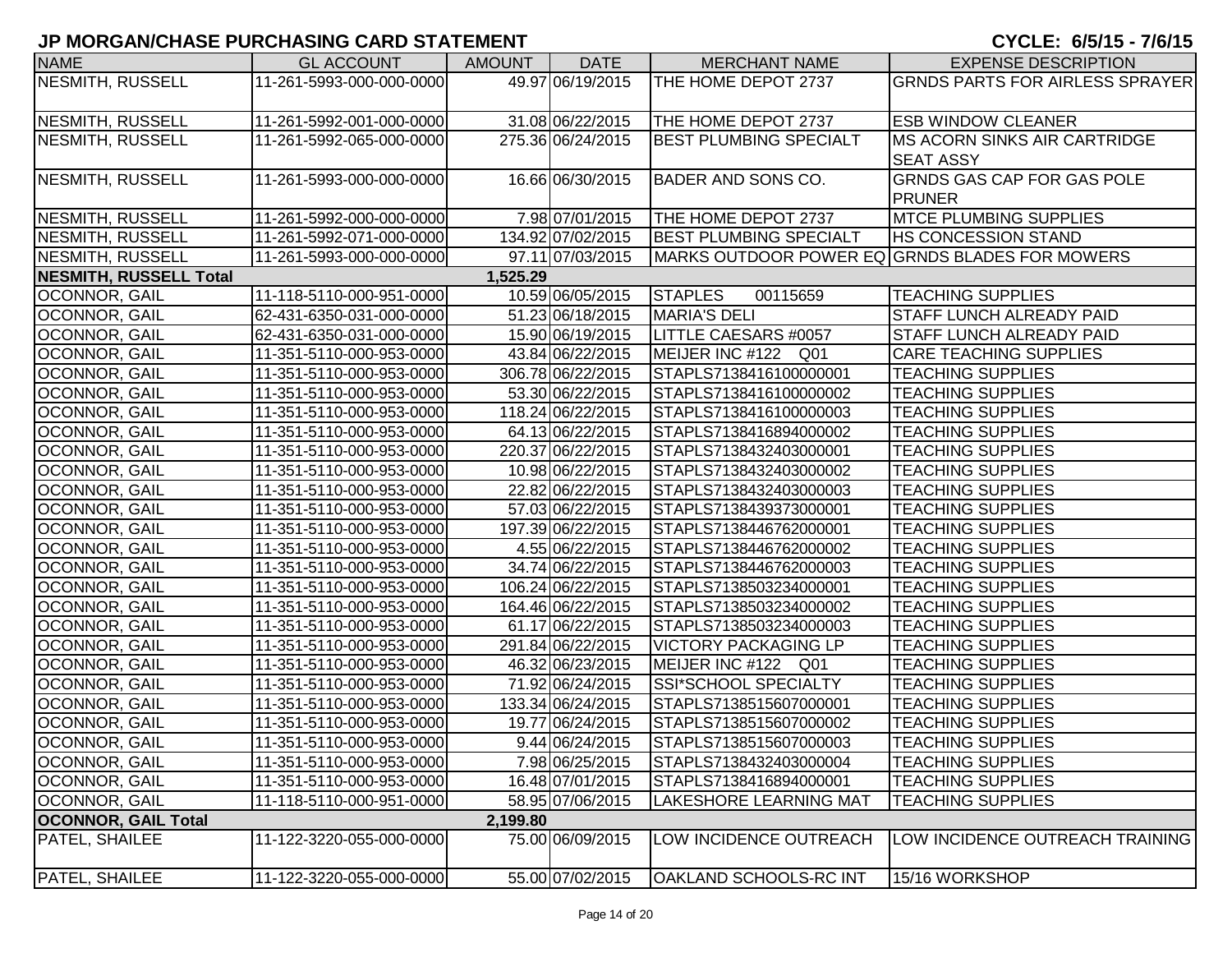## JP MORGAN/CHASE PURCHASING CARD STATEMENT

**CYCLE: 6/5/15 - 7/6/15**

| NAME | GL ACCOUNT | AMOUNT | DATE | MERCHANT NAME | EXPENSE DESCRIPTION |
|---|---|---|---|---|---|
| NESMITH, RUSSELL | 11-261-5993-000-000-0000 | 49.97 | 06/19/2015 | THE HOME DEPOT 2737 | GRNDS PARTS FOR AIRLESS SPRAYER |
| NESMITH, RUSSELL | 11-261-5992-001-000-0000 | 31.08 | 06/22/2015 | THE HOME DEPOT 2737 | ESB WINDOW CLEANER |
| NESMITH, RUSSELL | 11-261-5992-065-000-0000 | 275.36 | 06/24/2015 | BEST PLUMBING SPECIALT | MS ACORN SINKS AIR CARTRIDGE SEAT ASSY |
| NESMITH, RUSSELL | 11-261-5993-000-000-0000 | 16.66 | 06/30/2015 | BADER AND SONS CO. | GRNDS GAS CAP FOR GAS POLE PRUNER |
| NESMITH, RUSSELL | 11-261-5992-000-000-0000 | 7.98 | 07/01/2015 | THE HOME DEPOT 2737 | MTCE PLUMBING SUPPLIES |
| NESMITH, RUSSELL | 11-261-5992-071-000-0000 | 134.92 | 07/02/2015 | BEST PLUMBING SPECIALT | HS CONCESSION STAND |
| NESMITH, RUSSELL | 11-261-5993-000-000-0000 | 97.11 | 07/03/2015 | MARKS OUTDOOR POWER EQ | GRNDS BLADES FOR MOWERS |
| **NESMITH, RUSSELL Total** | | **1,525.29** | | | |
| OCONNOR, GAIL | 11-118-5110-000-951-0000 | 10.59 | 06/05/2015 | STAPLES 00115659 | TEACHING SUPPLIES |
| OCONNOR, GAIL | 62-431-6350-031-000-0000 | 51.23 | 06/18/2015 | MARIA'S DELI | STAFF LUNCH ALREADY PAID |
| OCONNOR, GAIL | 62-431-6350-031-000-0000 | 15.90 | 06/19/2015 | LITTLE CAESARS #0057 | STAFF LUNCH ALREADY PAID |
| OCONNOR, GAIL | 11-351-5110-000-953-0000 | 43.84 | 06/22/2015 | MEIJER INC #122 Q01 | CARE TEACHING SUPPLIES |
| OCONNOR, GAIL | 11-351-5110-000-953-0000 | 306.78 | 06/22/2015 | STAPLS7138416100000001 | TEACHING SUPPLIES |
| OCONNOR, GAIL | 11-351-5110-000-953-0000 | 53.30 | 06/22/2015 | STAPLS7138416100000002 | TEACHING SUPPLIES |
| OCONNOR, GAIL | 11-351-5110-000-953-0000 | 118.24 | 06/22/2015 | STAPLS7138416100000003 | TEACHING SUPPLIES |
| OCONNOR, GAIL | 11-351-5110-000-953-0000 | 64.13 | 06/22/2015 | STAPLS7138416894000002 | TEACHING SUPPLIES |
| OCONNOR, GAIL | 11-351-5110-000-953-0000 | 220.37 | 06/22/2015 | STAPLS7138432403000001 | TEACHING SUPPLIES |
| OCONNOR, GAIL | 11-351-5110-000-953-0000 | 10.98 | 06/22/2015 | STAPLS7138432403000002 | TEACHING SUPPLIES |
| OCONNOR, GAIL | 11-351-5110-000-953-0000 | 22.82 | 06/22/2015 | STAPLS7138432403000003 | TEACHING SUPPLIES |
| OCONNOR, GAIL | 11-351-5110-000-953-0000 | 57.03 | 06/22/2015 | STAPLS7138439373000001 | TEACHING SUPPLIES |
| OCONNOR, GAIL | 11-351-5110-000-953-0000 | 197.39 | 06/22/2015 | STAPLS7138446762000001 | TEACHING SUPPLIES |
| OCONNOR, GAIL | 11-351-5110-000-953-0000 | 4.55 | 06/22/2015 | STAPLS7138446762000002 | TEACHING SUPPLIES |
| OCONNOR, GAIL | 11-351-5110-000-953-0000 | 34.74 | 06/22/2015 | STAPLS7138446762000003 | TEACHING SUPPLIES |
| OCONNOR, GAIL | 11-351-5110-000-953-0000 | 106.24 | 06/22/2015 | STAPLS7138503234000001 | TEACHING SUPPLIES |
| OCONNOR, GAIL | 11-351-5110-000-953-0000 | 164.46 | 06/22/2015 | STAPLS7138503234000002 | TEACHING SUPPLIES |
| OCONNOR, GAIL | 11-351-5110-000-953-0000 | 61.17 | 06/22/2015 | STAPLS7138503234000003 | TEACHING SUPPLIES |
| OCONNOR, GAIL | 11-351-5110-000-953-0000 | 291.84 | 06/22/2015 | VICTORY PACKAGING LP | TEACHING SUPPLIES |
| OCONNOR, GAIL | 11-351-5110-000-953-0000 | 46.32 | 06/23/2015 | MEIJER INC #122 Q01 | TEACHING SUPPLIES |
| OCONNOR, GAIL | 11-351-5110-000-953-0000 | 71.92 | 06/24/2015 | SSI*SCHOOL SPECIALTY | TEACHING SUPPLIES |
| OCONNOR, GAIL | 11-351-5110-000-953-0000 | 133.34 | 06/24/2015 | STAPLS7138515607000001 | TEACHING SUPPLIES |
| OCONNOR, GAIL | 11-351-5110-000-953-0000 | 19.77 | 06/24/2015 | STAPLS7138515607000002 | TEACHING SUPPLIES |
| OCONNOR, GAIL | 11-351-5110-000-953-0000 | 9.44 | 06/24/2015 | STAPLS7138515607000003 | TEACHING SUPPLIES |
| OCONNOR, GAIL | 11-351-5110-000-953-0000 | 7.98 | 06/25/2015 | STAPLS7138432403000004 | TEACHING SUPPLIES |
| OCONNOR, GAIL | 11-351-5110-000-953-0000 | 16.48 | 07/01/2015 | STAPLS7138416894000001 | TEACHING SUPPLIES |
| OCONNOR, GAIL | 11-118-5110-000-951-0000 | 58.95 | 07/06/2015 | LAKESHORE LEARNING MAT | TEACHING SUPPLIES |
| **OCONNOR, GAIL Total** | | **2,199.80** | | | |
| PATEL, SHAILEE | 11-122-3220-055-000-0000 | 75.00 | 06/09/2015 | LOW INCIDENCE OUTREACH | LOW INCIDENCE OUTREACH TRAINING |
| PATEL, SHAILEE | 11-122-3220-055-000-0000 | 55.00 | 07/02/2015 | OAKLAND SCHOOLS-RC INT | 15/16 WORKSHOP |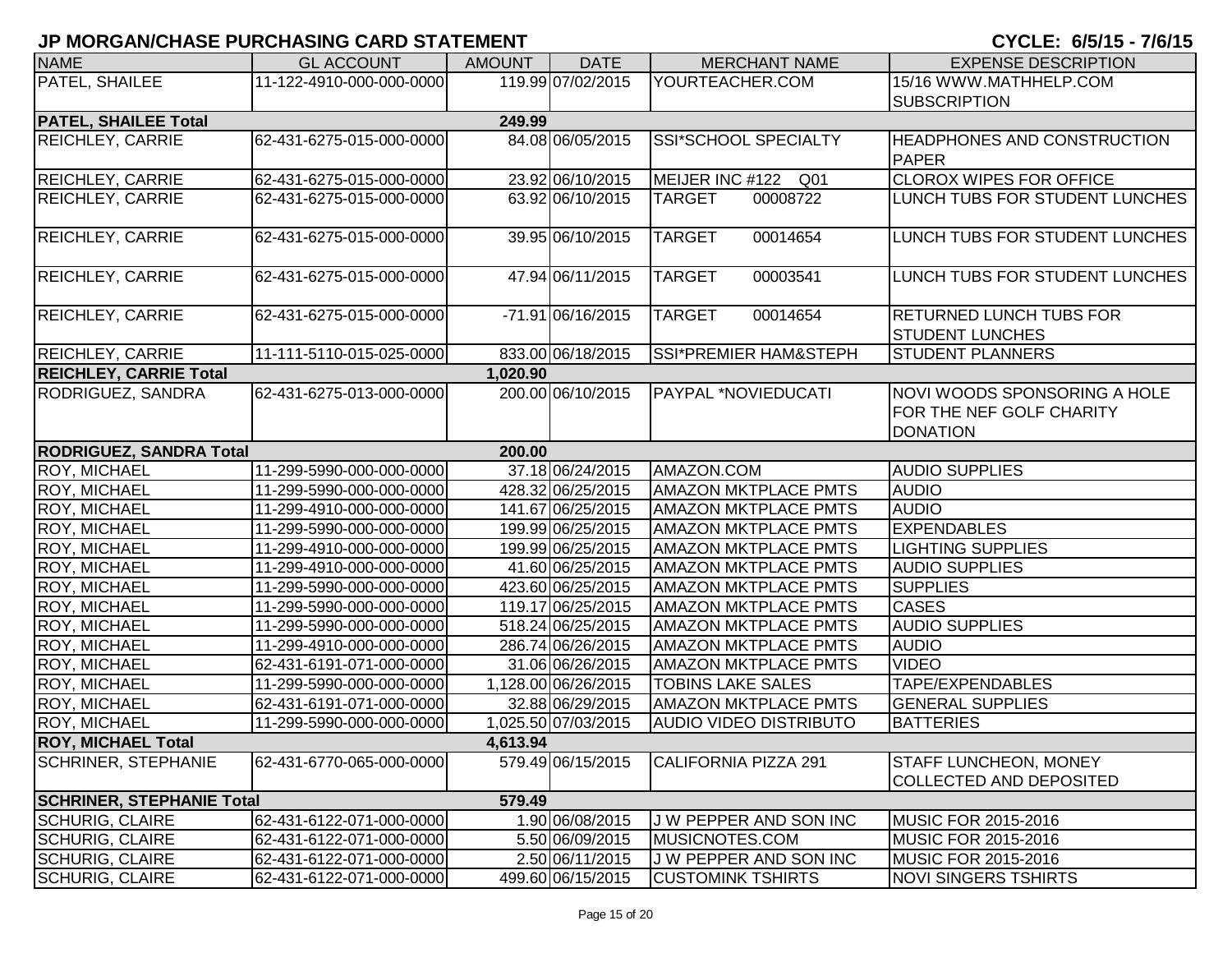# JP MORGAN/CHASE PURCHASING CARD STATEMENT

**CYCLE: 6/5/15 - 7/6/15**

| NAME | GL ACCOUNT | AMOUNT | DATE | MERCHANT NAME | EXPENSE DESCRIPTION |
|---|---|---|---|---|---|
| PATEL, SHAILEE | 11-122-4910-000-000-0000 | 119.99 | 07/02/2015 | YOURTEACHER.COM | 15/16 WWW.MATHHELP.COM SUBSCRIPTION |
| **PATEL, SHAILEE Total** | | **249.99** | | | |
| REICHLEY, CARRIE | 62-431-6275-015-000-0000 | 84.08 | 06/05/2015 | SSI*SCHOOL SPECIALTY | HEADPHONES AND CONSTRUCTION PAPER |
| REICHLEY, CARRIE | 62-431-6275-015-000-0000 | 23.92 | 06/10/2015 | MEIJER INC #122 Q01 | CLOROX WIPES FOR OFFICE |
| REICHLEY, CARRIE | 62-431-6275-015-000-0000 | 63.92 | 06/10/2015 | TARGET 00008722 | LUNCH TUBS FOR STUDENT LUNCHES |
| REICHLEY, CARRIE | 62-431-6275-015-000-0000 | 39.95 | 06/10/2015 | TARGET 00014654 | LUNCH TUBS FOR STUDENT LUNCHES |
| REICHLEY, CARRIE | 62-431-6275-015-000-0000 | 47.94 | 06/11/2015 | TARGET 00003541 | LUNCH TUBS FOR STUDENT LUNCHES |
| REICHLEY, CARRIE | 62-431-6275-015-000-0000 | -71.91 | 06/16/2015 | TARGET 00014654 | RETURNED LUNCH TUBS FOR STUDENT LUNCHES |
| REICHLEY, CARRIE | 11-111-5110-015-025-0000 | 833.00 | 06/18/2015 | SSI*PREMIER HAM&STEPH | STUDENT PLANNERS |
| **REICHLEY, CARRIE Total** | | **1,020.90** | | | |
| RODRIGUEZ, SANDRA | 62-431-6275-013-000-0000 | 200.00 | 06/10/2015 | PAYPAL *NOVIEDUCATI | NOVI WOODS SPONSORING A HOLE FOR THE NEF GOLF CHARITY DONATION |
| **RODRIGUEZ, SANDRA Total** | | **200.00** | | | |
| ROY, MICHAEL | 11-299-5990-000-000-0000 | 37.18 | 06/24/2015 | AMAZON.COM | AUDIO SUPPLIES |
| ROY, MICHAEL | 11-299-5990-000-000-0000 | 428.32 | 06/25/2015 | AMAZON MKTPLACE PMTS | AUDIO |
| ROY, MICHAEL | 11-299-4910-000-000-0000 | 141.67 | 06/25/2015 | AMAZON MKTPLACE PMTS | AUDIO |
| ROY, MICHAEL | 11-299-5990-000-000-0000 | 199.99 | 06/25/2015 | AMAZON MKTPLACE PMTS | EXPENDABLES |
| ROY, MICHAEL | 11-299-4910-000-000-0000 | 199.99 | 06/25/2015 | AMAZON MKTPLACE PMTS | LIGHTING SUPPLIES |
| ROY, MICHAEL | 11-299-4910-000-000-0000 | 41.60 | 06/25/2015 | AMAZON MKTPLACE PMTS | AUDIO SUPPLIES |
| ROY, MICHAEL | 11-299-5990-000-000-0000 | 423.60 | 06/25/2015 | AMAZON MKTPLACE PMTS | SUPPLIES |
| ROY, MICHAEL | 11-299-5990-000-000-0000 | 119.17 | 06/25/2015 | AMAZON MKTPLACE PMTS | CASES |
| ROY, MICHAEL | 11-299-5990-000-000-0000 | 518.24 | 06/25/2015 | AMAZON MKTPLACE PMTS | AUDIO SUPPLIES |
| ROY, MICHAEL | 11-299-4910-000-000-0000 | 286.74 | 06/26/2015 | AMAZON MKTPLACE PMTS | AUDIO |
| ROY, MICHAEL | 62-431-6191-071-000-0000 | 31.06 | 06/26/2015 | AMAZON MKTPLACE PMTS | VIDEO |
| ROY, MICHAEL | 11-299-5990-000-000-0000 | 1,128.00 | 06/26/2015 | TOBINS LAKE SALES | TAPE/EXPENDABLES |
| ROY, MICHAEL | 62-431-6191-071-000-0000 | 32.88 | 06/29/2015 | AMAZON MKTPLACE PMTS | GENERAL SUPPLIES |
| ROY, MICHAEL | 11-299-5990-000-000-0000 | 1,025.50 | 07/03/2015 | AUDIO VIDEO DISTRIBUTO | BATTERIES |
| **ROY, MICHAEL Total** | | **4,613.94** | | | |
| SCHRINER, STEPHANIE | 62-431-6770-065-000-0000 | 579.49 | 06/15/2015 | CALIFORNIA PIZZA 291 | STAFF LUNCHEON, MONEY COLLECTED AND DEPOSITED |
| **SCHRINER, STEPHANIE Total** | | **579.49** | | | |
| SCHURIG, CLAIRE | 62-431-6122-071-000-0000 | 1.90 | 06/08/2015 | J W PEPPER AND SON INC | MUSIC FOR 2015-2016 |
| SCHURIG, CLAIRE | 62-431-6122-071-000-0000 | 5.50 | 06/09/2015 | MUSICNOTES.COM | MUSIC FOR 2015-2016 |
| SCHURIG, CLAIRE | 62-431-6122-071-000-0000 | 2.50 | 06/11/2015 | J W PEPPER AND SON INC | MUSIC FOR 2015-2016 |
| SCHURIG, CLAIRE | 62-431-6122-071-000-0000 | 499.60 | 06/15/2015 | CUSTOMINK TSHIRTS | NOVI SINGERS TSHIRTS |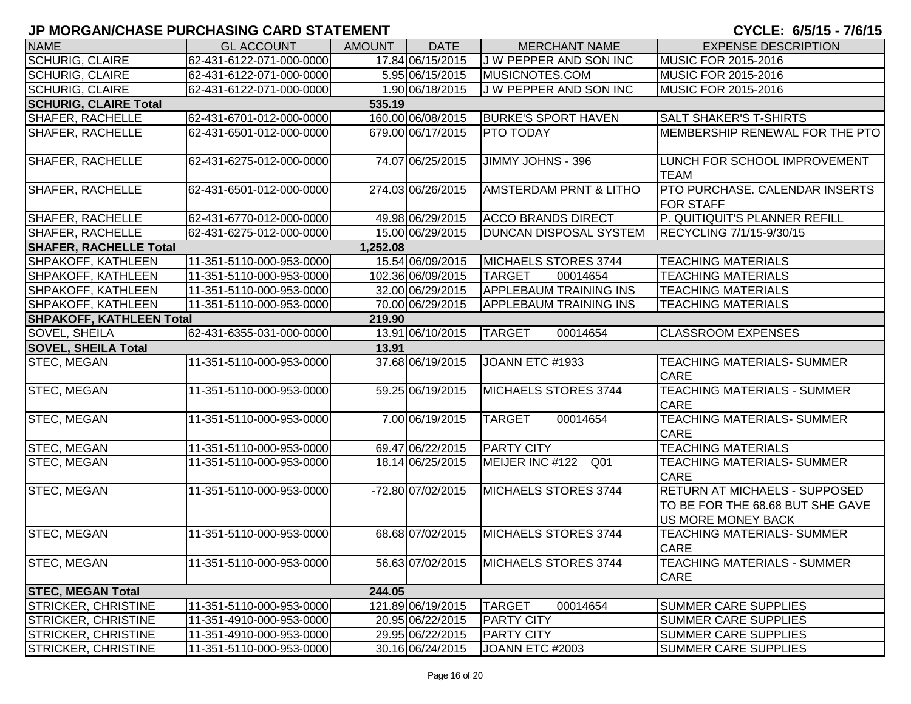## JP MORGAN/CHASE PURCHASING CARD STATEMENT

**CYCLE: 6/5/15 - 7/6/15**

| NAME | GL ACCOUNT | AMOUNT | DATE | MERCHANT NAME | EXPENSE DESCRIPTION |
|---|---|---|---|---|---|
| SCHURIG, CLAIRE | 62-431-6122-071-000-0000 | 17.84 | 06/15/2015 | J W PEPPER AND SON INC | MUSIC FOR 2015-2016 |
| SCHURIG, CLAIRE | 62-431-6122-071-000-0000 | 5.95 | 06/15/2015 | MUSICNOTES.COM | MUSIC FOR 2015-2016 |
| SCHURIG, CLAIRE | 62-431-6122-071-000-0000 | 1.90 | 06/18/2015 | J W PEPPER AND SON INC | MUSIC FOR 2015-2016 |
| **SCHURIG, CLAIRE Total** | | **535.19** | | | |
| SHAFER, RACHELLE | 62-431-6701-012-000-0000 | 160.00 | 06/08/2015 | BURKE'S SPORT HAVEN | SALT SHAKER'S T-SHIRTS |
| SHAFER, RACHELLE | 62-431-6501-012-000-0000 | 679.00 | 06/17/2015 | PTO TODAY | MEMBERSHIP RENEWAL FOR THE PTO |
| SHAFER, RACHELLE | 62-431-6275-012-000-0000 | 74.07 | 06/25/2015 | JIMMY JOHNS - 396 | LUNCH FOR SCHOOL IMPROVEMENT TEAM |
| SHAFER, RACHELLE | 62-431-6501-012-000-0000 | 274.03 | 06/26/2015 | AMSTERDAM PRNT & LITHO | PTO PURCHASE. CALENDAR INSERTS FOR STAFF |
| SHAFER, RACHELLE | 62-431-6770-012-000-0000 | 49.98 | 06/29/2015 | ACCO BRANDS DIRECT | P. QUITIQUIT'S PLANNER REFILL |
| SHAFER, RACHELLE | 62-431-6275-012-000-0000 | 15.00 | 06/29/2015 | DUNCAN DISPOSAL SYSTEM | RECYCLING 7/1/15-9/30/15 |
| **SHAFER, RACHELLE Total** | | **1,252.08** | | | |
| SHPAKOFF, KATHLEEN | 11-351-5110-000-953-0000 | 15.54 | 06/09/2015 | MICHAELS STORES 3744 | TEACHING MATERIALS |
| SHPAKOFF, KATHLEEN | 11-351-5110-000-953-0000 | 102.36 | 06/09/2015 | TARGET 00014654 | TEACHING MATERIALS |
| SHPAKOFF, KATHLEEN | 11-351-5110-000-953-0000 | 32.00 | 06/29/2015 | APPLEBAUM TRAINING INS | TEACHING MATERIALS |
| SHPAKOFF, KATHLEEN | 11-351-5110-000-953-0000 | 70.00 | 06/29/2015 | APPLEBAUM TRAINING INS | TEACHING MATERIALS |
| **SHPAKOFF, KATHLEEN Total** | | **219.90** | | | |
| SOVEL, SHEILA | 62-431-6355-031-000-0000 | 13.91 | 06/10/2015 | TARGET 00014654 | CLASSROOM EXPENSES |
| **SOVEL, SHEILA Total** | | **13.91** | | | |
| STEC, MEGAN | 11-351-5110-000-953-0000 | 37.68 | 06/19/2015 | JOANN ETC #1933 | TEACHING MATERIALS- SUMMER CARE |
| STEC, MEGAN | 11-351-5110-000-953-0000 | 59.25 | 06/19/2015 | MICHAELS STORES 3744 | TEACHING MATERIALS - SUMMER CARE |
| STEC, MEGAN | 11-351-5110-000-953-0000 | 7.00 | 06/19/2015 | TARGET 00014654 | TEACHING MATERIALS- SUMMER CARE |
| STEC, MEGAN | 11-351-5110-000-953-0000 | 69.47 | 06/22/2015 | PARTY CITY | TEACHING MATERIALS |
| STEC, MEGAN | 11-351-5110-000-953-0000 | 18.14 | 06/25/2015 | MEIJER INC #122 Q01 | TEACHING MATERIALS- SUMMER CARE |
| STEC, MEGAN | 11-351-5110-000-953-0000 | -72.80 | 07/02/2015 | MICHAELS STORES 3744 | RETURN AT MICHAELS - SUPPOSED TO BE FOR THE 68.68 BUT SHE GAVE US MORE MONEY BACK |
| STEC, MEGAN | 11-351-5110-000-953-0000 | 68.68 | 07/02/2015 | MICHAELS STORES 3744 | TEACHING MATERIALS- SUMMER CARE |
| STEC, MEGAN | 11-351-5110-000-953-0000 | 56.63 | 07/02/2015 | MICHAELS STORES 3744 | TEACHING MATERIALS - SUMMER CARE |
| **STEC, MEGAN Total** | | **244.05** | | | |
| STRICKER, CHRISTINE | 11-351-5110-000-953-0000 | 121.89 | 06/19/2015 | TARGET 00014654 | SUMMER CARE SUPPLIES |
| STRICKER, CHRISTINE | 11-351-4910-000-953-0000 | 20.95 | 06/22/2015 | PARTY CITY | SUMMER CARE SUPPLIES |
| STRICKER, CHRISTINE | 11-351-4910-000-953-0000 | 29.95 | 06/22/2015 | PARTY CITY | SUMMER CARE SUPPLIES |
| STRICKER, CHRISTINE | 11-351-5110-000-953-0000 | 30.16 | 06/24/2015 | JOANN ETC #2003 | SUMMER CARE SUPPLIES |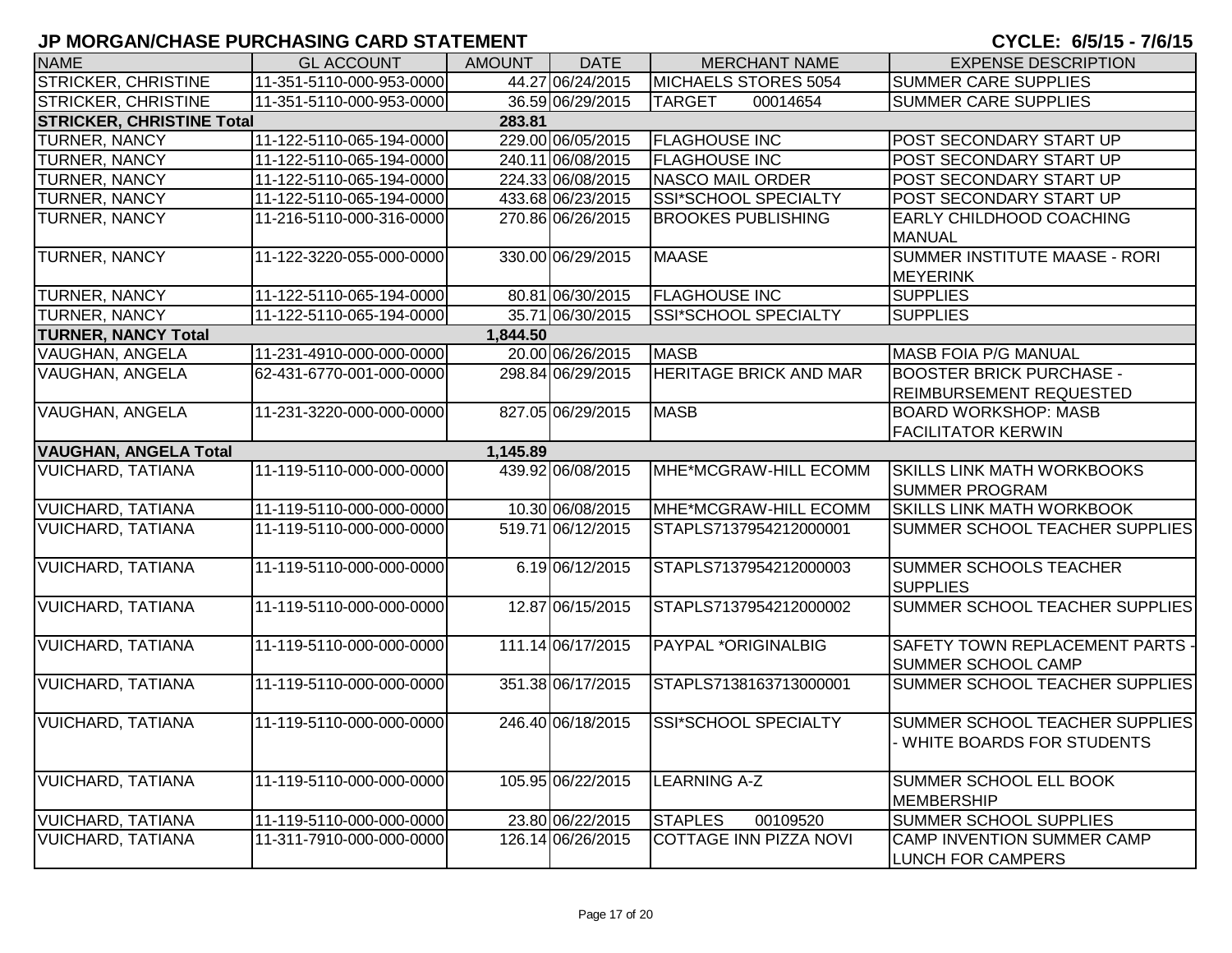## JP MORGAN/CHASE PURCHASING CARD STATEMENT

**CYCLE: 6/5/15 - 7/6/15**

| NAME | GL ACCOUNT | AMOUNT | DATE | MERCHANT NAME | EXPENSE DESCRIPTION |
|---|---|---|---|---|---|
| STRICKER, CHRISTINE | 11-351-5110-000-953-0000 | 44.27 | 06/24/2015 | MICHAELS STORES 5054 | SUMMER CARE SUPPLIES |
| STRICKER, CHRISTINE | 11-351-5110-000-953-0000 | 36.59 | 06/29/2015 | TARGET 00014654 | SUMMER CARE SUPPLIES |
| **STRICKER, CHRISTINE Total** | | **283.81** | | | |
| TURNER, NANCY | 11-122-5110-065-194-0000 | 229.00 | 06/05/2015 | FLAGHOUSE INC | POST SECONDARY START UP |
| TURNER, NANCY | 11-122-5110-065-194-0000 | 240.11 | 06/08/2015 | FLAGHOUSE INC | POST SECONDARY START UP |
| TURNER, NANCY | 11-122-5110-065-194-0000 | 224.33 | 06/08/2015 | NASCO MAIL ORDER | POST SECONDARY START UP |
| TURNER, NANCY | 11-122-5110-065-194-0000 | 433.68 | 06/23/2015 | SSI*SCHOOL SPECIALTY | POST SECONDARY START UP |
| TURNER, NANCY | 11-216-5110-000-316-0000 | 270.86 | 06/26/2015 | BROOKES PUBLISHING | EARLY CHILDHOOD COACHING MANUAL |
| TURNER, NANCY | 11-122-3220-055-000-0000 | 330.00 | 06/29/2015 | MAASE | SUMMER INSTITUTE MAASE - RORI MEYERINK |
| TURNER, NANCY | 11-122-5110-065-194-0000 | 80.81 | 06/30/2015 | FLAGHOUSE INC | SUPPLIES |
| TURNER, NANCY | 11-122-5110-065-194-0000 | 35.71 | 06/30/2015 | SSI*SCHOOL SPECIALTY | SUPPLIES |
| **TURNER, NANCY Total** | | **1,844.50** | | | |
| VAUGHAN, ANGELA | 11-231-4910-000-000-0000 | 20.00 | 06/26/2015 | MASB | MASB FOIA P/G MANUAL |
| VAUGHAN, ANGELA | 62-431-6770-001-000-0000 | 298.84 | 06/29/2015 | HERITAGE BRICK AND MAR | BOOSTER BRICK PURCHASE - REIMBURSEMENT REQUESTED |
| VAUGHAN, ANGELA | 11-231-3220-000-000-0000 | 827.05 | 06/29/2015 | MASB | BOARD WORKSHOP: MASB FACILITATOR KERWIN |
| **VAUGHAN, ANGELA Total** | | **1,145.89** | | | |
| VUICHARD, TATIANA | 11-119-5110-000-000-0000 | 439.92 | 06/08/2015 | MHE*MCGRAW-HILL ECOMM | SKILLS LINK MATH WORKBOOKS SUMMER PROGRAM |
| VUICHARD, TATIANA | 11-119-5110-000-000-0000 | 10.30 | 06/08/2015 | MHE*MCGRAW-HILL ECOMM | SKILLS LINK MATH WORKBOOK |
| VUICHARD, TATIANA | 11-119-5110-000-000-0000 | 519.71 | 06/12/2015 | STAPLS7137954212000001 | SUMMER SCHOOL TEACHER SUPPLIES |
| VUICHARD, TATIANA | 11-119-5110-000-000-0000 | 6.19 | 06/12/2015 | STAPLS7137954212000003 | SUMMER SCHOOLS TEACHER SUPPLIES |
| VUICHARD, TATIANA | 11-119-5110-000-000-0000 | 12.87 | 06/15/2015 | STAPLS7137954212000002 | SUMMER SCHOOL TEACHER SUPPLIES |
| VUICHARD, TATIANA | 11-119-5110-000-000-0000 | 111.14 | 06/17/2015 | PAYPAL *ORIGINALBIG | SAFETY TOWN REPLACEMENT PARTS - SUMMER SCHOOL CAMP |
| VUICHARD, TATIANA | 11-119-5110-000-000-0000 | 351.38 | 06/17/2015 | STAPLS7138163713000001 | SUMMER SCHOOL TEACHER SUPPLIES |
| VUICHARD, TATIANA | 11-119-5110-000-000-0000 | 246.40 | 06/18/2015 | SSI*SCHOOL SPECIALTY | SUMMER SCHOOL TEACHER SUPPLIES - WHITE BOARDS FOR STUDENTS |
| VUICHARD, TATIANA | 11-119-5110-000-000-0000 | 105.95 | 06/22/2015 | LEARNING A-Z | SUMMER SCHOOL ELL BOOK MEMBERSHIP |
| VUICHARD, TATIANA | 11-119-5110-000-000-0000 | 23.80 | 06/22/2015 | STAPLES 00109520 | SUMMER SCHOOL SUPPLIES |
| VUICHARD, TATIANA | 11-311-7910-000-000-0000 | 126.14 | 06/26/2015 | COTTAGE INN PIZZA NOVI | CAMP INVENTION SUMMER CAMP LUNCH FOR CAMPERS |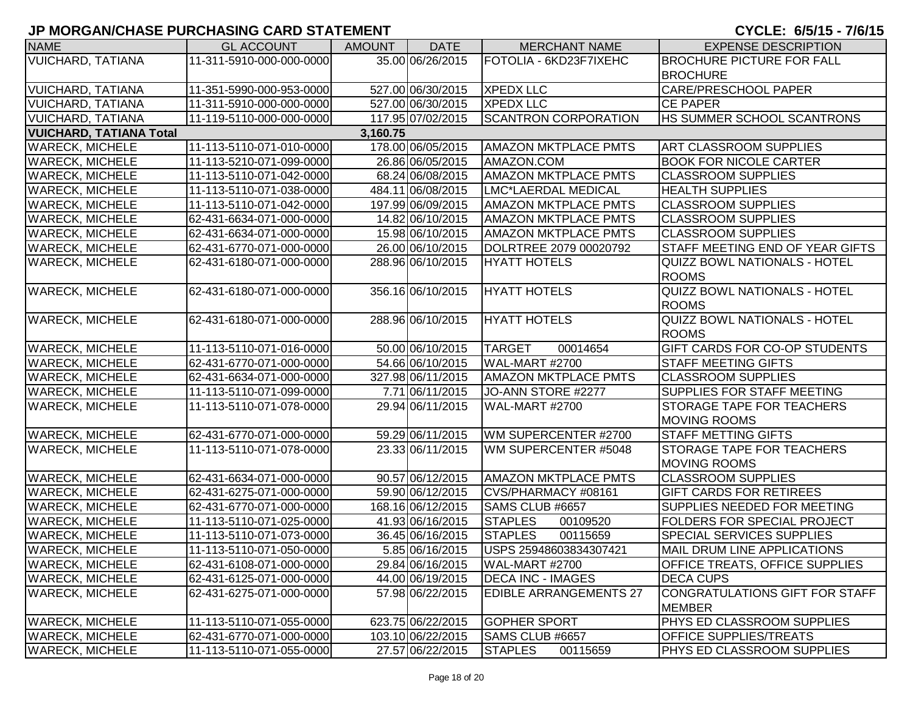## JP MORGAN/CHASE PURCHASING CARD STATEMENT

**CYCLE: 6/5/15 - 7/6/15**

| NAME | GL ACCOUNT | AMOUNT | DATE | MERCHANT NAME | EXPENSE DESCRIPTION |
|---|---|---|---|---|---|
| VUICHARD, TATIANA | 11-311-5910-000-000-0000 | 35.00 | 06/26/2015 | FOTOLIA - 6KD23F7IXEHC | BROCHURE PICTURE FOR FALL BROCHURE |
| VUICHARD, TATIANA | 11-351-5990-000-953-0000 | 527.00 | 06/30/2015 | XPEDX LLC | CARE/PRESCHOOL PAPER |
| VUICHARD, TATIANA | 11-311-5910-000-000-0000 | 527.00 | 06/30/2015 | XPEDX LLC | CE PAPER |
| VUICHARD, TATIANA | 11-119-5110-000-000-0000 | 117.95 | 07/02/2015 | SCANTRON CORPORATION | HS SUMMER SCHOOL SCANTRONS |
| **VUICHARD, TATIANA Total** | | **3,160.75** | | | |
| WARECK, MICHELE | 11-113-5110-071-010-0000 | 178.00 | 06/05/2015 | AMAZON MKTPLACE PMTS | ART CLASSROOM SUPPLIES |
| WARECK, MICHELE | 11-113-5210-071-099-0000 | 26.86 | 06/05/2015 | AMAZON.COM | BOOK FOR NICOLE CARTER |
| WARECK, MICHELE | 11-113-5110-071-042-0000 | 68.24 | 06/08/2015 | AMAZON MKTPLACE PMTS | CLASSROOM SUPPLIES |
| WARECK, MICHELE | 11-113-5110-071-038-0000 | 484.11 | 06/08/2015 | LMC*LAERDAL MEDICAL | HEALTH SUPPLIES |
| WARECK, MICHELE | 11-113-5110-071-042-0000 | 197.99 | 06/09/2015 | AMAZON MKTPLACE PMTS | CLASSROOM SUPPLIES |
| WARECK, MICHELE | 62-431-6634-071-000-0000 | 14.82 | 06/10/2015 | AMAZON MKTPLACE PMTS | CLASSROOM SUPPLIES |
| WARECK, MICHELE | 62-431-6634-071-000-0000 | 15.98 | 06/10/2015 | AMAZON MKTPLACE PMTS | CLASSROOM SUPPLIES |
| WARECK, MICHELE | 62-431-6770-071-000-0000 | 26.00 | 06/10/2015 | DOLRTREE 2079 00020792 | STAFF MEETING END OF YEAR GIFTS |
| WARECK, MICHELE | 62-431-6180-071-000-0000 | 288.96 | 06/10/2015 | HYATT HOTELS | QUIZZ BOWL NATIONALS - HOTEL ROOMS |
| WARECK, MICHELE | 62-431-6180-071-000-0000 | 356.16 | 06/10/2015 | HYATT HOTELS | QUIZZ BOWL NATIONALS - HOTEL ROOMS |
| WARECK, MICHELE | 62-431-6180-071-000-0000 | 288.96 | 06/10/2015 | HYATT HOTELS | QUIZZ BOWL NATIONALS - HOTEL ROOMS |
| WARECK, MICHELE | 11-113-5110-071-016-0000 | 50.00 | 06/10/2015 | TARGET 00014654 | GIFT CARDS FOR CO-OP STUDENTS |
| WARECK, MICHELE | 62-431-6770-071-000-0000 | 54.66 | 06/10/2015 | WAL-MART #2700 | STAFF MEETING GIFTS |
| WARECK, MICHELE | 62-431-6634-071-000-0000 | 327.98 | 06/11/2015 | AMAZON MKTPLACE PMTS | CLASSROOM SUPPLIES |
| WARECK, MICHELE | 11-113-5110-071-099-0000 | 7.71 | 06/11/2015 | JO-ANN STORE #2277 | SUPPLIES FOR STAFF MEETING |
| WARECK, MICHELE | 11-113-5110-071-078-0000 | 29.94 | 06/11/2015 | WAL-MART #2700 | STORAGE TAPE FOR TEACHERS MOVING ROOMS |
| WARECK, MICHELE | 62-431-6770-071-000-0000 | 59.29 | 06/11/2015 | WM SUPERCENTER #2700 | STAFF METTING GIFTS |
| WARECK, MICHELE | 11-113-5110-071-078-0000 | 23.33 | 06/11/2015 | WM SUPERCENTER #5048 | STORAGE TAPE FOR TEACHERS MOVING ROOMS |
| WARECK, MICHELE | 62-431-6634-071-000-0000 | 90.57 | 06/12/2015 | AMAZON MKTPLACE PMTS | CLASSROOM SUPPLIES |
| WARECK, MICHELE | 62-431-6275-071-000-0000 | 59.90 | 06/12/2015 | CVS/PHARMACY #08161 | GIFT CARDS FOR RETIREES |
| WARECK, MICHELE | 62-431-6770-071-000-0000 | 168.16 | 06/12/2015 | SAMS CLUB #6657 | SUPPLIES NEEDED FOR MEETING |
| WARECK, MICHELE | 11-113-5110-071-025-0000 | 41.93 | 06/16/2015 | STAPLES 00109520 | FOLDERS FOR SPECIAL PROJECT |
| WARECK, MICHELE | 11-113-5110-071-073-0000 | 36.45 | 06/16/2015 | STAPLES 00115659 | SPECIAL SERVICES SUPPLIES |
| WARECK, MICHELE | 11-113-5110-071-050-0000 | 5.85 | 06/16/2015 | USPS 25948603834307421 | MAIL DRUM LINE APPLICATIONS |
| WARECK, MICHELE | 62-431-6108-071-000-0000 | 29.84 | 06/16/2015 | WAL-MART #2700 | OFFICE TREATS, OFFICE SUPPLIES |
| WARECK, MICHELE | 62-431-6125-071-000-0000 | 44.00 | 06/19/2015 | DECA INC - IMAGES | DECA CUPS |
| WARECK, MICHELE | 62-431-6275-071-000-0000 | 57.98 | 06/22/2015 | EDIBLE ARRANGEMENTS 27 | CONGRATULATIONS GIFT FOR STAFF MEMBER |
| WARECK, MICHELE | 11-113-5110-071-055-0000 | 623.75 | 06/22/2015 | GOPHER SPORT | PHYS ED CLASSROOM SUPPLIES |
| WARECK, MICHELE | 62-431-6770-071-000-0000 | 103.10 | 06/22/2015 | SAMS CLUB #6657 | OFFICE SUPPLIES/TREATS |
| WARECK, MICHELE | 11-113-5110-071-055-0000 | 27.57 | 06/22/2015 | STAPLES 00115659 | PHYS ED CLASSROOM SUPPLIES |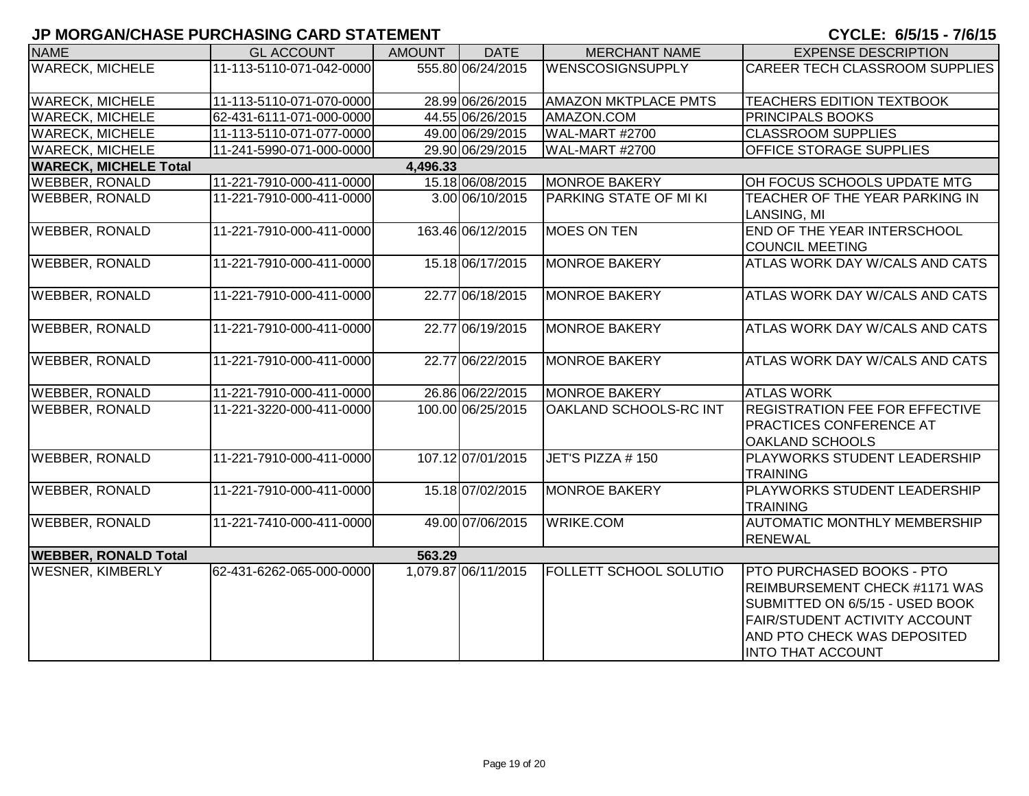## JP MORGAN/CHASE PURCHASING CARD STATEMENT

**CYCLE: 6/5/15 - 7/6/15**

| NAME | GL ACCOUNT | AMOUNT | DATE | MERCHANT NAME | EXPENSE DESCRIPTION |
|---|---|---|---|---|---|
| WARECK, MICHELE | 11-113-5110-071-042-0000 | 555.80 | 06/24/2015 | WENSCOSIGNSUPPLY | CAREER TECH CLASSROOM SUPPLIES |
| WARECK, MICHELE | 11-113-5110-071-070-0000 | 28.99 | 06/26/2015 | AMAZON MKTPLACE PMTS | TEACHERS EDITION TEXTBOOK |
| WARECK, MICHELE | 62-431-6111-071-000-0000 | 44.55 | 06/26/2015 | AMAZON.COM | PRINCIPALS BOOKS |
| WARECK, MICHELE | 11-113-5110-071-077-0000 | 49.00 | 06/29/2015 | WAL-MART #2700 | CLASSROOM SUPPLIES |
| WARECK, MICHELE | 11-241-5990-071-000-0000 | 29.90 | 06/29/2015 | WAL-MART #2700 | OFFICE STORAGE SUPPLIES |
| **WARECK, MICHELE Total** | | **4,496.33** | | | |
| WEBBER, RONALD | 11-221-7910-000-411-0000 | 15.18 | 06/08/2015 | MONROE BAKERY | OH FOCUS SCHOOLS UPDATE MTG |
| WEBBER, RONALD | 11-221-7910-000-411-0000 | 3.00 | 06/10/2015 | PARKING STATE OF MI KI | TEACHER OF THE YEAR PARKING IN LANSING, MI |
| WEBBER, RONALD | 11-221-7910-000-411-0000 | 163.46 | 06/12/2015 | MOES ON TEN | END OF THE YEAR INTERSCHOOL COUNCIL MEETING |
| WEBBER, RONALD | 11-221-7910-000-411-0000 | 15.18 | 06/17/2015 | MONROE BAKERY | ATLAS WORK DAY W/CALS AND CATS |
| WEBBER, RONALD | 11-221-7910-000-411-0000 | 22.77 | 06/18/2015 | MONROE BAKERY | ATLAS WORK DAY W/CALS AND CATS |
| WEBBER, RONALD | 11-221-7910-000-411-0000 | 22.77 | 06/19/2015 | MONROE BAKERY | ATLAS WORK DAY W/CALS AND CATS |
| WEBBER, RONALD | 11-221-7910-000-411-0000 | 22.77 | 06/22/2015 | MONROE BAKERY | ATLAS WORK DAY W/CALS AND CATS |
| WEBBER, RONALD | 11-221-7910-000-411-0000 | 26.86 | 06/22/2015 | MONROE BAKERY | ATLAS WORK |
| WEBBER, RONALD | 11-221-3220-000-411-0000 | 100.00 | 06/25/2015 | OAKLAND SCHOOLS-RC INT | REGISTRATION FEE FOR EFFECTIVE PRACTICES CONFERENCE AT OAKLAND SCHOOLS |
| WEBBER, RONALD | 11-221-7910-000-411-0000 | 107.12 | 07/01/2015 | JET'S PIZZA # 150 | PLAYWORKS STUDENT LEADERSHIP TRAINING |
| WEBBER, RONALD | 11-221-7910-000-411-0000 | 15.18 | 07/02/2015 | MONROE BAKERY | PLAYWORKS STUDENT LEADERSHIP TRAINING |
| WEBBER, RONALD | 11-221-7410-000-411-0000 | 49.00 | 07/06/2015 | WRIKE.COM | AUTOMATIC MONTHLY MEMBERSHIP RENEWAL |
| **WEBBER, RONALD Total** | | **563.29** | | | |
| WESNER, KIMBERLY | 62-431-6262-065-000-0000 | 1,079.87 | 06/11/2015 | FOLLETT SCHOOL SOLUTIO | PTO PURCHASED BOOKS - PTO REIMBURSEMENT CHECK #1171 WAS SUBMITTED ON 6/5/15 - USED BOOK FAIR/STUDENT ACTIVITY ACCOUNT AND PTO CHECK WAS DEPOSITED INTO THAT ACCOUNT |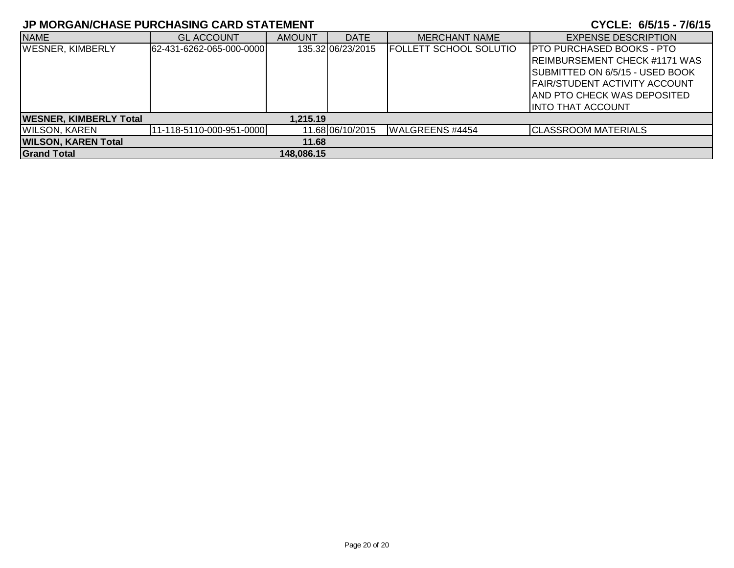## JP MORGAN/CHASE PURCHASING CARD STATEMENT

**CYCLE: 6/5/15 - 7/6/15**

| NAME | GL ACCOUNT | AMOUNT | DATE | MERCHANT NAME | EXPENSE DESCRIPTION |
|---|---|---|---|---|---|
| WESNER, KIMBERLY | 62-431-6262-065-000-0000 | 135.32 | 06/23/2015 | FOLLETT SCHOOL SOLUTIO | PTO PURCHASED BOOKS - PTO REIMBURSEMENT CHECK #1171 WAS SUBMITTED ON 6/5/15 - USED BOOK FAIR/STUDENT ACTIVITY ACCOUNT AND PTO CHECK WAS DEPOSITED INTO THAT ACCOUNT |
| **WESNER, KIMBERLY Total** | | **1,215.19** | | | |
| WILSON, KAREN | 11-118-5110-000-951-0000 | 11.68 | 06/10/2015 | WALGREENS #4454 | CLASSROOM MATERIALS |
| **WILSON, KAREN Total** | | **11.68** | | | |
| **Grand Total** | | **148,086.15** | | | |